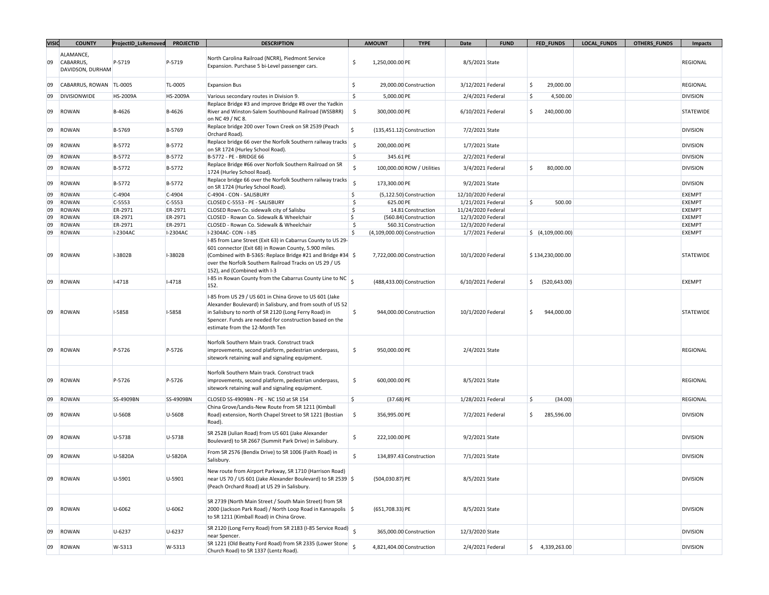| VISIO | COUNTY | ProjectID_LsRemoved | PROJECTID | DESCRIPTION | AMOUNT | TYPE | Date | FUND | FED_FUNDS | LOCAL_FUNDS | OTHERS_FUNDS | Impacts |
|---|---|---|---|---|---|---|---|---|---|---|---|---|
| 09 | ALAMANCE, CABARRUS, DAVIDSON, DURHAM | P-5719 | P-5719 | North Carolina Railroad (NCRR), Piedmont Service Expansion. Purchase 5 bi-Level passenger cars. | $ 1,250,000.00 | PE | 8/5/2021 | State | | | | REGIONAL |
| 09 | CABARRUS, ROWAN | TL-0005 | TL-0005 | Expansion Bus | $ 29,000.00 | Construction | 3/12/2021 | Federal | $ 29,000.00 | | | REGIONAL |
| 09 | DIVISIONWIDE | HS-2009A | HS-2009A | Various secondary routes in Division 9. | $ 5,000.00 | PE | 2/4/2021 | Federal | $ 4,500.00 | | | DIVISION |
| 09 | ROWAN | B-4626 | B-4626 | Replace Bridge #3 and improve Bridge #8 over the Yadkin River and Winston-Salem Southbound Railroad (WSSBRR) on NC 49 / NC 8. | $ 300,000.00 | PE | 6/10/2021 | Federal | $ 240,000.00 | | | STATEWIDE |
| 09 | ROWAN | B-5769 | B-5769 | Replace bridge 200 over Town Creek on SR 2539 (Peach Orchard Road). | $ (135,451.12) | Construction | 7/2/2021 | State | | | | DIVISION |
| 09 | ROWAN | B-5772 | B-5772 | Replace bridge 66 over the Norfolk Southern railway tracks on SR 1724 (Hurley School Road). | $ 200,000.00 | PE | 1/7/2021 | State | | | | DIVISION |
| 09 | ROWAN | B-5772 | B-5772 | B-5772 - PE - BRIDGE 66 | $ 345.61 | PE | 2/2/2021 | Federal | | | | DIVISION |
| 09 | ROWAN | B-5772 | B-5772 | Replace Bridge #66 over Norfolk Southern Railroad on SR 1724 (Hurley School Road). | $ 100,000.00 | ROW / Utilities | 3/4/2021 | Federal | $ 80,000.00 | | | DIVISION |
| 09 | ROWAN | B-5772 | B-5772 | Replace bridge 66 over the Norfolk Southern railway tracks on SR 1724 (Hurley School Road). | $ 173,300.00 | PE | 9/2/2021 | State | | | | DIVISION |
| 09 | ROWAN | C-4904 | C-4904 | C-4904 - CON - SALISBURY | $ (5,122.50) | Construction | 12/10/2020 | Federal | | | | EXEMPT |
| 09 | ROWAN | C-5553 | C-5553 | CLOSED C-5553 - PE - SALISBURY | $ 625.00 | PE | 1/21/2021 | Federal | $ 500.00 | | | EXEMPT |
| 09 | ROWAN | ER-2971 | ER-2971 | CLOSED Rown Co. sidewalk city of Salisbu | $ 14.81 | Construction | 11/24/2020 | Federal | | | | EXEMPT |
| 09 | ROWAN | ER-2971 | ER-2971 | CLOSED - Rowan Co. Sidewalk & Wheelchair | $ (560.84) | Construction | 12/3/2020 | Federal | | | | EXEMPT |
| 09 | ROWAN | ER-2971 | ER-2971 | CLOSED - Rowan Co. Sidewalk & Wheelchair | $ 560.31 | Construction | 12/3/2020 | Federal | | | | EXEMPT |
| 09 | ROWAN | I-2304AC | I-2304AC | I-2304AC- CON - I-85 | $ (4,109,000.00) | Construction | 1/7/2021 | Federal | $ (4,109,000.00) | | | EXEMPT |
| 09 | ROWAN | I-3802B | I-3802B | I-85 from Lane Street (Exit 63) in Cabarrus County to US 29-601 connector (Exit 68) in Rowan County, 5.900 miles. (Combined with B-5365: Replace Bridge #21 and Bridge #34 over the Norfolk Southern Railroad Tracks on US 29 / US 152), and (Combined with I-3 | $ 7,722,000.00 | Construction | 10/1/2020 | Federal | $ 134,230,000.00 | | | STATEWIDE |
| 09 | ROWAN | I-4718 | I-4718 | I-85 in Rowan County from the Cabarrus County Line to NC 152. | $ (488,433.00) | Construction | 6/10/2021 | Federal | $ (520,643.00) | | | EXEMPT |
| 09 | ROWAN | I-5858 | I-5858 | I-85 from US 29 / US 601 in China Grove to US 601 (Jake Alexander Boulevard) in Salisbury, and from south of US 52 in Salisbury to north of SR 2120 (Long Ferry Road) in Spencer. Funds are needed for construction based on the estimate from the 12-Month Ten | $ 944,000.00 | Construction | 10/1/2020 | Federal | $ 944,000.00 | | | STATEWIDE |
| 09 | ROWAN | P-5726 | P-5726 | Norfolk Southern Main track. Construct track improvements, second platform, pedestrian underpass, sitework retaining wall and signaling equipment. | $ 950,000.00 | PE | 2/4/2021 | State | | | | REGIONAL |
| 09 | ROWAN | P-5726 | P-5726 | Norfolk Southern Main track. Construct track improvements, second platform, pedestrian underpass, sitework retaining wall and signaling equipment. | $ 600,000.00 | PE | 8/5/2021 | State | | | | REGIONAL |
| 09 | ROWAN | SS-4909BN | SS-4909BN | CLOSED SS-4909BN - PE - NC 150 at SR 154 | $ (37.68) | PE | 1/28/2021 | Federal | $ (34.00) | | | REGIONAL |
| 09 | ROWAN | U-5608 | U-5608 | China Grove/Landis-New Route from SR 1211 (Kimball Road) extension, North Chapel Street to SR 1221 (Bostian Road). | $ 356,995.00 | PE | 7/2/2021 | Federal | $ 285,596.00 | | | DIVISION |
| 09 | ROWAN | U-5738 | U-5738 | SR 2528 (Julian Road) from US 601 (Jake Alexander Boulevard) to SR 2667 (Summit Park Drive) in Salisbury. | $ 222,100.00 | PE | 9/2/2021 | State | | | | DIVISION |
| 09 | ROWAN | U-5820A | U-5820A | From SR 2576 (Bendix Drive) to SR 1006 (Faith Road) in Salisbury. | $ 134,897.43 | Construction | 7/1/2021 | State | | | | DIVISION |
| 09 | ROWAN | U-5901 | U-5901 | New route from Airport Parkway, SR 1710 (Harrison Road) near US 70 / US 601 (Jake Alexander Boulevard) to SR 2539 (Peach Orchard Road) at US 29 in Salisbury. | $ (504,030.87) | PE | 8/5/2021 | State | | | | DIVISION |
| 09 | ROWAN | U-6062 | U-6062 | SR 2739 (North Main Street / South Main Street) from SR 2000 (Jackson Park Road) / North Loop Road in Kannapolis to SR 1211 (Kimball Road) in China Grove. | $ (651,708.33) | PE | 8/5/2021 | State | | | | DIVISION |
| 09 | ROWAN | U-6237 | U-6237 | SR 2120 (Long Ferry Road) from SR 2183 (I-85 Service Road) near Spencer. | $ 365,000.00 | Construction | 12/3/2020 | State | | | | DIVISION |
| 09 | ROWAN | W-5313 | W-5313 | SR 1221 (Old Beatty Ford Road) from SR 2335 (Lower Stone Church Road) to SR 1337 (Lentz Road). | $ 4,821,404.00 | Construction | 2/4/2021 | Federal | $ 4,339,263.00 | | | DIVISION |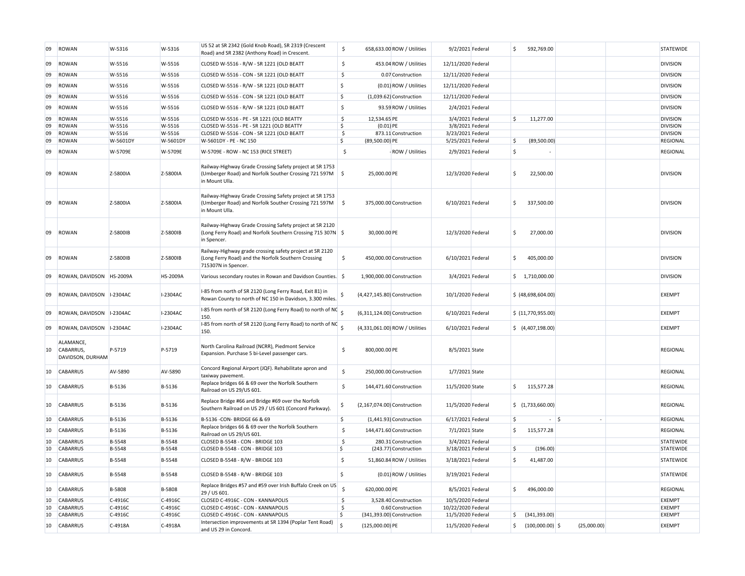| | | | | | | | | | | | | |
|---|---|---|---|---|---|---|---|---|---|---|---|---|
| 09 | ROWAN | W-5316 | W-5316 | US 52 at SR 2342 (Gold Knob Road), SR 2319 (Crescent Road) and SR 2382 (Anthony Road) in Crescent. | $ 658,633.00 | ROW / Utilities | 9/2/2021 | Federal | $ 592,769.00 | | | STATEWIDE |
| 09 | ROWAN | W-5516 | W-5516 | CLOSED W-5516 - R/W - SR 1221 (OLD BEATT | $ 453.04 | ROW / Utilities | 12/11/2020 | Federal | | | | DIVISION |
| 09 | ROWAN | W-5516 | W-5516 | CLOSED W-5516 - CON - SR 1221 (OLD BEATT | $ 0.07 | Construction | 12/11/2020 | Federal | | | | DIVISION |
| 09 | ROWAN | W-5516 | W-5516 | CLOSED W-5516 - R/W - SR 1221 (OLD BEATT | $ (0.01) | ROW / Utilities | 12/11/2020 | Federal | | | | DIVISION |
| 09 | ROWAN | W-5516 | W-5516 | CLOSED W-5516 - CON - SR 1221 (OLD BEATT | $ (1,039.62) | Construction | 12/11/2020 | Federal | | | | DIVISION |
| 09 | ROWAN | W-5516 | W-5516 | CLOSED W-5516 - R/W - SR 1221 (OLD BEATT | $ 93.59 | ROW / Utilities | 2/4/2021 | Federal | | | | DIVISION |
| 09 | ROWAN | W-5516 | W-5516 | CLOSED W-5516 - PE - SR 1221 (OLD BEATTY | $ 12,534.65 | PE | 3/4/2021 | Federal | $ 11,277.00 | | | DIVISION |
| 09 | ROWAN | W-5516 | W-5516 | CLOSED W-5516 - PE - SR 1221 (OLD BEATTY | $ (0.01) | PE | 3/8/2021 | Federal | | | | DIVISION |
| 09 | ROWAN | W-5516 | W-5516 | CLOSED W-5516 - CON - SR 1221 (OLD BEATT | $ 873.11 | Construction | 3/23/2021 | Federal | | | | DIVISION |
| 09 | ROWAN | W-5601DY | W-5601DY | W-5601DY - PE - NC 150 | $ (89,500.00) | PE | 5/25/2021 | Federal | $ (89,500.00) | | | REGIONAL |
| 09 | ROWAN | W-5709E | W-5709E | W-5709E - ROW - NC 153 (RICE STREET) | $ - | ROW / Utilities | 2/9/2021 | Federal | $ - | | | REGIONAL |
| 09 | ROWAN | Z-5800IA | Z-5800IA | Railway-Highway Grade Crossing Safety project at SR 1753 (Umberger Road) and Norfolk Souther Crossing 721 597M in Mount Ulla. | $ 25,000.00 | PE | 12/3/2020 | Federal | $ 22,500.00 | | | DIVISION |
| 09 | ROWAN | Z-5800IA | Z-5800IA | Railway-Highway Grade Crossing Safety project at SR 1753 (Umberger Road) and Norfolk Souther Crossing 721 597M in Mount Ulla. | $ 375,000.00 | Construction | 6/10/2021 | Federal | $ 337,500.00 | | | DIVISION |
| 09 | ROWAN | Z-5800IB | Z-5800IB | Railway-Highway Grade Crossing Safety project at SR 2120 (Long Ferry Road) and Norfolk Southern Crossing 715 307N in Spencer. | $ 30,000.00 | PE | 12/3/2020 | Federal | $ 27,000.00 | | | DIVISION |
| 09 | ROWAN | Z-5800IB | Z-5800IB | Railway-Highway grade crossing safety project at SR 2120 (Long Ferry Road) and the Norfolk Southern Crossing 715307N in Spencer. | $ 450,000.00 | Construction | 6/10/2021 | Federal | $ 405,000.00 | | | DIVISION |
| 09 | ROWAN, DAVIDSON | HS-2009A | HS-2009A | Various secondary routes in Rowan and Davidson Counties. | $ 1,900,000.00 | Construction | 3/4/2021 | Federal | $ 1,710,000.00 | | | DIVISION |
| 09 | ROWAN, DAVIDSON | I-2304AC | I-2304AC | I-85 from north of SR 2120 (Long Ferry Road, Exit 81) in Rowan County to north of NC 150 in Davidson, 3.300 miles. | $ (4,427,145.80) | Construction | 10/1/2020 | Federal | $ (48,698,604.00) | | | EXEMPT |
| 09 | ROWAN, DAVIDSON | I-2304AC | I-2304AC | I-85 from north of SR 2120 (Long Ferry Road) to north of NC 150. | $ (6,311,124.00) | Construction | 6/10/2021 | Federal | $ (11,770,955.00) | | | EXEMPT |
| 09 | ROWAN, DAVIDSON | I-2304AC | I-2304AC | I-85 from north of SR 2120 (Long Ferry Road) to north of NC 150. | $ (4,331,061.00) | ROW / Utilities | 6/10/2021 | Federal | $ (4,407,198.00) | | | EXEMPT |
| 10 | ALAMANCE, CABARRUS, DAVIDSON, DURHAM | P-5719 | P-5719 | North Carolina Railroad (NCRR), Piedmont Service Expansion. Purchase 5 bi-Level passenger cars. | $ 800,000.00 | PE | 8/5/2021 | State | | | | REGIONAL |
| 10 | CABARRUS | AV-5890 | AV-5890 | Concord Regional Airport (JQF). Rehabilitate apron and taxiway pavement. | $ 250,000.00 | Construction | 1/7/2021 | State | | | | REGIONAL |
| 10 | CABARRUS | B-5136 | B-5136 | Replace bridges 66 & 69 over the Norfolk Southern Railroad on US 29/US 601. | $ 144,471.60 | Construction | 11/5/2020 | State | $ 115,577.28 | | | REGIONAL |
| 10 | CABARRUS | B-5136 | B-5136 | Replace Bridge #66 and Bridge #69 over the Norfolk Southern Railroad on US 29 / US 601 (Concord Parkway). | $ (2,167,074.00) | Construction | 11/5/2020 | Federal | $ (1,733,660.00) | | | REGIONAL |
| 10 | CABARRUS | B-5136 | B-5136 | B-5136 -CON- BRIDGE 66 & 69 | $ (1,441.93) | Construction | 6/17/2021 | Federal | $ - | $ - | | REGIONAL |
| 10 | CABARRUS | B-5136 | B-5136 | Replace bridges 66 & 69 over the Norfolk Southern Railroad on US 29/US 601. | $ 144,471.60 | Construction | 7/1/2021 | State | $ 115,577.28 | | | REGIONAL |
| 10 | CABARRUS | B-5548 | B-5548 | CLOSED B-5548 - CON - BRIDGE 103 | $ 280.31 | Construction | 3/4/2021 | Federal | | | | STATEWIDE |
| 10 | CABARRUS | B-5548 | B-5548 | CLOSED B-5548 - CON - BRIDGE 103 | $ (243.77) | Construction | 3/18/2021 | Federal | $ (196.00) | | | STATEWIDE |
| 10 | CABARRUS | B-5548 | B-5548 | CLOSED B-5548 - R/W - BRIDGE 103 | $ 51,860.84 | ROW / Utilities | 3/18/2021 | Federal | $ 41,487.00 | | | STATEWIDE |
| 10 | CABARRUS | B-5548 | B-5548 | CLOSED B-5548 - R/W - BRIDGE 103 | $ (0.01) | ROW / Utilities | 3/19/2021 | Federal | | | | STATEWIDE |
| 10 | CABARRUS | B-5808 | B-5808 | Replace Bridges #57 and #59 over Irish Buffalo Creek on US 29 / US 601. | $ 620,000.00 | PE | 8/5/2021 | Federal | $ 496,000.00 | | | REGIONAL |
| 10 | CABARRUS | C-4916C | C-4916C | CLOSED C-4916C - CON - KANNAPOLIS | $ 3,528.40 | Construction | 10/5/2020 | Federal | | | | EXEMPT |
| 10 | CABARRUS | C-4916C | C-4916C | CLOSED C-4916C - CON - KANNAPOLIS | $ 0.60 | Construction | 10/22/2020 | Federal | | | | EXEMPT |
| 10 | CABARRUS | C-4916C | C-4916C | CLOSED C-4916C - CON - KANNAPOLIS | $ (341,393.00) | Construction | 11/5/2020 | Federal | $ (341,393.00) | | | EXEMPT |
| 10 | CABARRUS | C-4918A | C-4918A | Intersection improvements at SR 1394 (Poplar Tent Road) and US 29 in Concord. | $ (125,000.00) | PE | 11/5/2020 | Federal | $ (100,000.00) | $ (25,000.00) | | EXEMPT |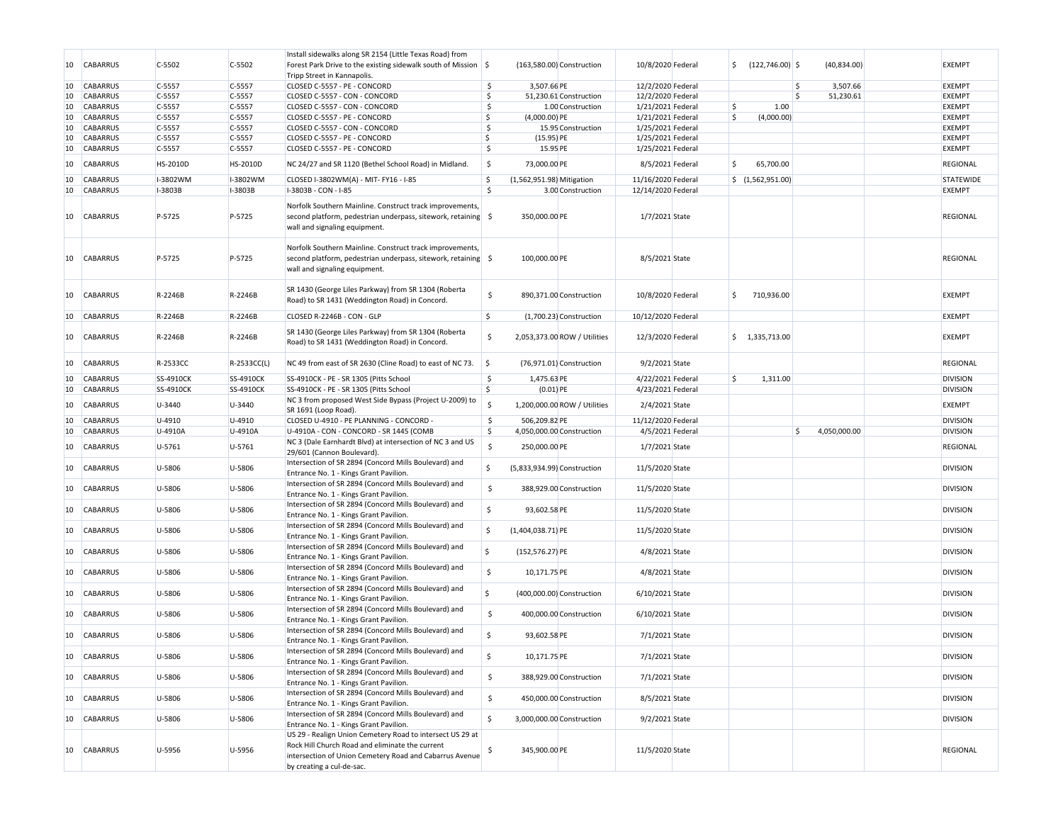| | | | | | | | | | | | | |
|---|---|---|---|---|---|---|---|---|---|---|---|---|
| 10 | CABARRUS | C-5502 | C-5502 | Install sidewalks along SR 2154 (Little Texas Road) from Forest Park Drive to the existing sidewalk south of Mission Tripp Street in Kannapolis. | $ (163,580.00) | Construction | 10/8/2020 | Federal | $ (122,746.00) | $ (40,834.00) | | EXEMPT |
| 10 | CABARRUS | C-5557 | C-5557 | CLOSED C-5557 - PE - CONCORD | $ 3,507.66 | PE | 12/2/2020 | Federal | | $ 3,507.66 | | EXEMPT |
| 10 | CABARRUS | C-5557 | C-5557 | CLOSED C-5557 - CON - CONCORD | $ 51,230.61 | Construction | 12/2/2020 | Federal | | $ 51,230.61 | | EXEMPT |
| 10 | CABARRUS | C-5557 | C-5557 | CLOSED C-5557 - CON - CONCORD | $ 1.00 | Construction | 1/21/2021 | Federal | $ 1.00 | | | EXEMPT |
| 10 | CABARRUS | C-5557 | C-5557 | CLOSED C-5557 - PE - CONCORD | $ (4,000.00) | PE | 1/21/2021 | Federal | $ (4,000.00) | | | EXEMPT |
| 10 | CABARRUS | C-5557 | C-5557 | CLOSED C-5557 - CON - CONCORD | $ 15.95 | Construction | 1/25/2021 | Federal | | | | EXEMPT |
| 10 | CABARRUS | C-5557 | C-5557 | CLOSED C-5557 - PE - CONCORD | $ (15.95) | PE | 1/25/2021 | Federal | | | | EXEMPT |
| 10 | CABARRUS | C-5557 | C-5557 | CLOSED C-5557 - PE - CONCORD | $ 15.95 | PE | 1/25/2021 | Federal | | | | EXEMPT |
| 10 | CABARRUS | HS-2010D | HS-2010D | NC 24/27 and SR 1120 (Bethel School Road) in Midland. | $ 73,000.00 | PE | 8/5/2021 | Federal | $ 65,700.00 | | | REGIONAL |
| 10 | CABARRUS | I-3802WM | I-3802WM | CLOSED I-3802WM(A) - MIT- FY16 - I-85 | $ (1,562,951.98) | Mitigation | 11/16/2020 | Federal | $ (1,562,951.00) | | | STATEWIDE |
| 10 | CABARRUS | I-3803B | I-3803B | I-3803B - CON - I-85 | $ 3.00 | Construction | 12/14/2020 | Federal | | | | EXEMPT |
| 10 | CABARRUS | P-5725 | P-5725 | Norfolk Southern Mainline. Construct track improvements, second platform, pedestrian underpass, sitework, retaining wall and signaling equipment. | $ 350,000.00 | PE | 1/7/2021 | State | | | | REGIONAL |
| 10 | CABARRUS | P-5725 | P-5725 | Norfolk Southern Mainline. Construct track improvements, second platform, pedestrian underpass, sitework, retaining wall and signaling equipment. | $ 100,000.00 | PE | 8/5/2021 | State | | | | REGIONAL |
| 10 | CABARRUS | R-2246B | R-2246B | SR 1430 (George Liles Parkway) from SR 1304 (Roberta Road) to SR 1431 (Weddington Road) in Concord. | $ 890,371.00 | Construction | 10/8/2020 | Federal | $ 710,936.00 | | | EXEMPT |
| 10 | CABARRUS | R-2246B | R-2246B | CLOSED R-2246B - CON - GLP | $ (1,700.23) | Construction | 10/12/2020 | Federal | | | | EXEMPT |
| 10 | CABARRUS | R-2246B | R-2246B | SR 1430 (George Liles Parkway) from SR 1304 (Roberta Road) to SR 1431 (Weddington Road) in Concord. | $ 2,053,373.00 | ROW / Utilities | 12/3/2020 | Federal | $ 1,335,713.00 | | | EXEMPT |
| 10 | CABARRUS | R-2533CC | R-2533CC(L) | NC 49 from east of SR 2630 (Cline Road) to east of NC 73. | $ (76,971.01) | Construction | 9/2/2021 | State | | | | REGIONAL |
| 10 | CABARRUS | SS-4910CK | SS-4910CK | SS-4910CK - PE - SR 1305 (Pitts School | $ 1,475.63 | PE | 4/22/2021 | Federal | $ 1,311.00 | | | DIVISION |
| 10 | CABARRUS | SS-4910CK | SS-4910CK | SS-4910CK - PE - SR 1305 (Pitts School | $ (0.01) | PE | 4/23/2021 | Federal | | | | DIVISION |
| 10 | CABARRUS | U-3440 | U-3440 | NC 3 from proposed West Side Bypass (Project U-2009) to SR 1691 (Loop Road). | $ 1,200,000.00 | ROW / Utilities | 2/4/2021 | State | | | | EXEMPT |
| 10 | CABARRUS | U-4910 | U-4910 | CLOSED U-4910 - PE PLANNING - CONCORD - | $ 506,209.82 | PE | 11/12/2020 | Federal | | | | DIVISION |
| 10 | CABARRUS | U-4910A | U-4910A | U-4910A - CON - CONCORD - SR 1445 (COMB | $ 4,050,000.00 | Construction | 4/5/2021 | Federal | | $ 4,050,000.00 | | DIVISION |
| 10 | CABARRUS | U-5761 | U-5761 | NC 3 (Dale Earnhardt Blvd) at intersection of NC 3 and US 29/601 (Cannon Boulevard). | $ 250,000.00 | PE | 1/7/2021 | State | | | | REGIONAL |
| 10 | CABARRUS | U-5806 | U-5806 | Intersection of SR 2894 (Concord Mills Boulevard) and Entrance No. 1 - Kings Grant Pavilion. | $ (5,833,934.99) | Construction | 11/5/2020 | State | | | | DIVISION |
| 10 | CABARRUS | U-5806 | U-5806 | Intersection of SR 2894 (Concord Mills Boulevard) and Entrance No. 1 - Kings Grant Pavilion. | $ 388,929.00 | Construction | 11/5/2020 | State | | | | DIVISION |
| 10 | CABARRUS | U-5806 | U-5806 | Intersection of SR 2894 (Concord Mills Boulevard) and Entrance No. 1 - Kings Grant Pavilion. | $ 93,602.58 | PE | 11/5/2020 | State | | | | DIVISION |
| 10 | CABARRUS | U-5806 | U-5806 | Intersection of SR 2894 (Concord Mills Boulevard) and Entrance No. 1 - Kings Grant Pavilion. | $ (1,404,038.71) | PE | 11/5/2020 | State | | | | DIVISION |
| 10 | CABARRUS | U-5806 | U-5806 | Intersection of SR 2894 (Concord Mills Boulevard) and Entrance No. 1 - Kings Grant Pavilion. | $ (152,576.27) | PE | 4/8/2021 | State | | | | DIVISION |
| 10 | CABARRUS | U-5806 | U-5806 | Intersection of SR 2894 (Concord Mills Boulevard) and Entrance No. 1 - Kings Grant Pavilion. | $ 10,171.75 | PE | 4/8/2021 | State | | | | DIVISION |
| 10 | CABARRUS | U-5806 | U-5806 | Intersection of SR 2894 (Concord Mills Boulevard) and Entrance No. 1 - Kings Grant Pavilion. | $ (400,000.00) | Construction | 6/10/2021 | State | | | | DIVISION |
| 10 | CABARRUS | U-5806 | U-5806 | Intersection of SR 2894 (Concord Mills Boulevard) and Entrance No. 1 - Kings Grant Pavilion. | $ 400,000.00 | Construction | 6/10/2021 | State | | | | DIVISION |
| 10 | CABARRUS | U-5806 | U-5806 | Intersection of SR 2894 (Concord Mills Boulevard) and Entrance No. 1 - Kings Grant Pavilion. | $ 93,602.58 | PE | 7/1/2021 | State | | | | DIVISION |
| 10 | CABARRUS | U-5806 | U-5806 | Intersection of SR 2894 (Concord Mills Boulevard) and Entrance No. 1 - Kings Grant Pavilion. | $ 10,171.75 | PE | 7/1/2021 | State | | | | DIVISION |
| 10 | CABARRUS | U-5806 | U-5806 | Intersection of SR 2894 (Concord Mills Boulevard) and Entrance No. 1 - Kings Grant Pavilion. | $ 388,929.00 | Construction | 7/1/2021 | State | | | | DIVISION |
| 10 | CABARRUS | U-5806 | U-5806 | Intersection of SR 2894 (Concord Mills Boulevard) and Entrance No. 1 - Kings Grant Pavilion. | $ 450,000.00 | Construction | 8/5/2021 | State | | | | DIVISION |
| 10 | CABARRUS | U-5806 | U-5806 | Intersection of SR 2894 (Concord Mills Boulevard) and Entrance No. 1 - Kings Grant Pavilion. | $ 3,000,000.00 | Construction | 9/2/2021 | State | | | | DIVISION |
| 10 | CABARRUS | U-5956 | U-5956 | US 29 - Realign Union Cemetery Road to intersect US 29 at Rock Hill Church Road and eliminate the current intersection of Union Cemetery Road and Cabarrus Avenue by creating a cul-de-sac. | $ 345,900.00 | PE | 11/5/2020 | State | | | | REGIONAL |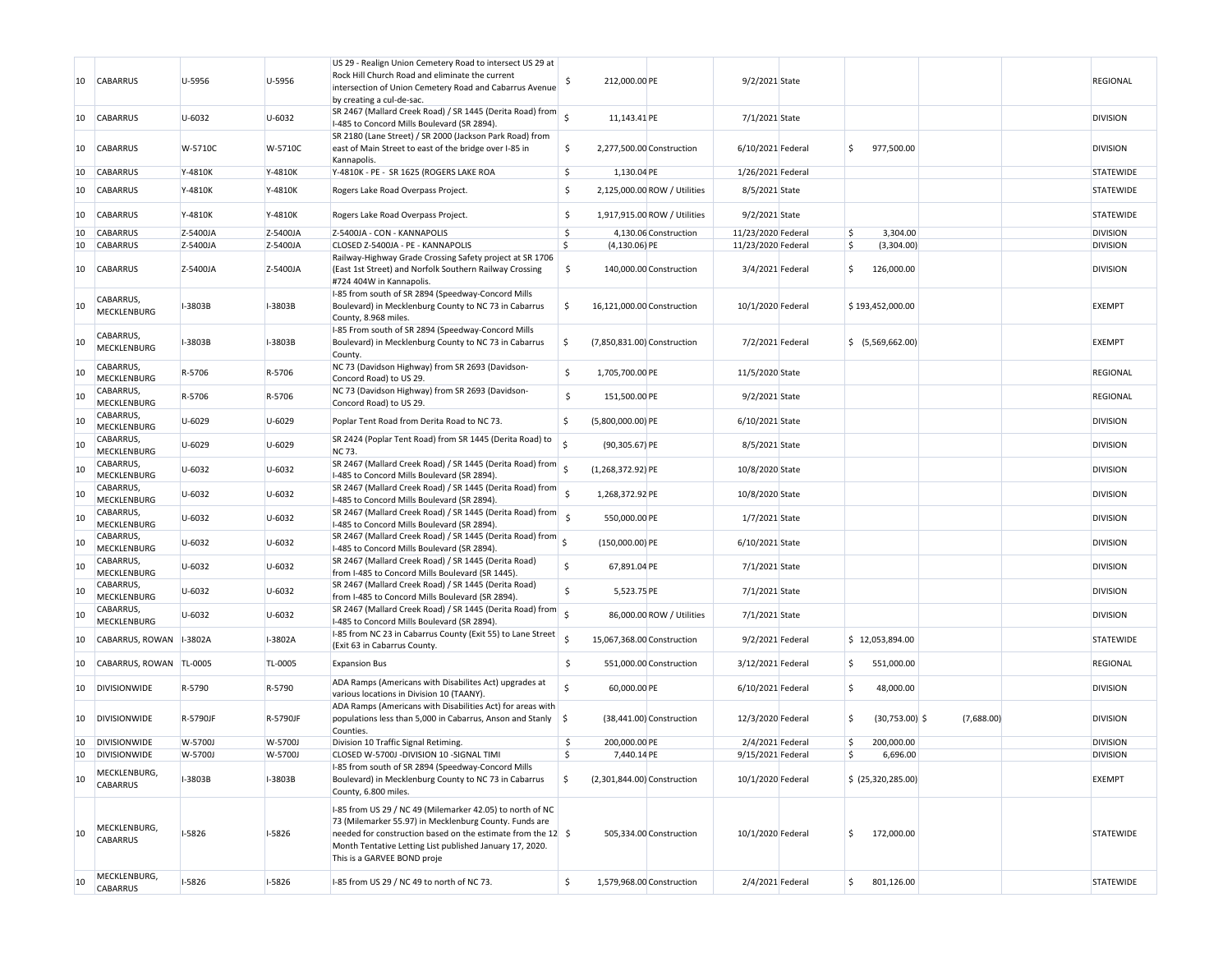| | | | | | | | | | | | | |
|---|---|---|---|---|---|---|---|---|---|---|---|---|
| 10 | CABARRUS | U-5956 | U-5956 | US 29 - Realign Union Cemetery Road to intersect US 29 at Rock Hill Church Road and eliminate the current intersection of Union Cemetery Road and Cabarrus Avenue by creating a cul-de-sac. | $ 212,000.00 | PE | 9/2/2021 | State | | | | REGIONAL |
| 10 | CABARRUS | U-6032 | U-6032 | SR 2467 (Mallard Creek Road) / SR 1445 (Derita Road) from I-485 to Concord Mills Boulevard (SR 2894). | $ 11,143.41 | PE | 7/1/2021 | State | | | | DIVISION |
| 10 | CABARRUS | W-5710C | W-5710C | SR 2180 (Lane Street) / SR 2000 (Jackson Park Road) from east of Main Street to east of the bridge over I-85 in Kannapolis. | $ 2,277,500.00 | Construction | 6/10/2021 | Federal | $ 977,500.00 | | | DIVISION |
| 10 | CABARRUS | Y-4810K | Y-4810K | Y-4810K - PE - SR 1625 (ROGERS LAKE ROA | $ 1,130.04 | PE | 1/26/2021 | Federal | | | | STATEWIDE |
| 10 | CABARRUS | Y-4810K | Y-4810K | Rogers Lake Road Overpass Project. | $ 2,125,000.00 | ROW / Utilities | 8/5/2021 | State | | | | STATEWIDE |
| 10 | CABARRUS | Y-4810K | Y-4810K | Rogers Lake Road Overpass Project. | $ 1,917,915.00 | ROW / Utilities | 9/2/2021 | State | | | | STATEWIDE |
| 10 | CABARRUS | Z-5400JA | Z-5400JA | Z-5400JA - CON - KANNAPOLIS | $ 4,130.06 | Construction | 11/23/2020 | Federal | $ 3,304.00 | | | DIVISION |
| 10 | CABARRUS | Z-5400JA | Z-5400JA | CLOSED Z-5400JA - PE - KANNAPOLIS | $ (4,130.06) | PE | 11/23/2020 | Federal | $ (3,304.00) | | | DIVISION |
| 10 | CABARRUS | Z-5400JA | Z-5400JA | Railway-Highway Grade Crossing Safety project at SR 1706 (East 1st Street) and Norfolk Southern Railway Crossing #724 404W in Kannapolis. | $ 140,000.00 | Construction | 3/4/2021 | Federal | $ 126,000.00 | | | DIVISION |
| 10 | CABARRUS, MECKLENBURG | I-3803B | I-3803B | I-85 from south of SR 2894 (Speedway-Concord Mills Boulevard) in Mecklenburg County to NC 73 in Cabarrus County, 8.968 miles. | $ 16,121,000.00 | Construction | 10/1/2020 | Federal | $ 193,452,000.00 | | | EXEMPT |
| 10 | CABARRUS, MECKLENBURG | I-3803B | I-3803B | I-85 From south of SR 2894 (Speedway-Concord Mills Boulevard) in Mecklenburg County to NC 73 in Cabarrus County. | $ (7,850,831.00) | Construction | 7/2/2021 | Federal | $ (5,569,662.00) | | | EXEMPT |
| 10 | CABARRUS, MECKLENBURG | R-5706 | R-5706 | NC 73 (Davidson Highway) from SR 2693 (Davidson-Concord Road) to US 29. | $ 1,705,700.00 | PE | 11/5/2020 | State | | | | REGIONAL |
| 10 | CABARRUS, MECKLENBURG | R-5706 | R-5706 | NC 73 (Davidson Highway) from SR 2693 (Davidson-Concord Road) to US 29. | $ 151,500.00 | PE | 9/2/2021 | State | | | | REGIONAL |
| 10 | CABARRUS, MECKLENBURG | U-6029 | U-6029 | Poplar Tent Road from Derita Road to NC 73. | $ (5,800,000.00) | PE | 6/10/2021 | State | | | | DIVISION |
| 10 | CABARRUS, MECKLENBURG | U-6029 | U-6029 | SR 2424 (Poplar Tent Road) from SR 1445 (Derita Road) to NC 73. | $ (90,305.67) | PE | 8/5/2021 | State | | | | DIVISION |
| 10 | CABARRUS, MECKLENBURG | U-6032 | U-6032 | SR 2467 (Mallard Creek Road) / SR 1445 (Derita Road) from I-485 to Concord Mills Boulevard (SR 2894). | $ (1,268,372.92) | PE | 10/8/2020 | State | | | | DIVISION |
| 10 | CABARRUS, MECKLENBURG | U-6032 | U-6032 | SR 2467 (Mallard Creek Road) / SR 1445 (Derita Road) from I-485 to Concord Mills Boulevard (SR 2894). | $ 1,268,372.92 | PE | 10/8/2020 | State | | | | DIVISION |
| 10 | CABARRUS, MECKLENBURG | U-6032 | U-6032 | SR 2467 (Mallard Creek Road) / SR 1445 (Derita Road) from I-485 to Concord Mills Boulevard (SR 2894). | $ 550,000.00 | PE | 1/7/2021 | State | | | | DIVISION |
| 10 | CABARRUS, MECKLENBURG | U-6032 | U-6032 | SR 2467 (Mallard Creek Road) / SR 1445 (Derita Road) from I-485 to Concord Mills Boulevard (SR 2894). | $ (150,000.00) | PE | 6/10/2021 | State | | | | DIVISION |
| 10 | CABARRUS, MECKLENBURG | U-6032 | U-6032 | SR 2467 (Mallard Creek Road) / SR 1445 (Derita Road) from I-485 to Concord Mills Boulevard (SR 1445). | $ 67,891.04 | PE | 7/1/2021 | State | | | | DIVISION |
| 10 | CABARRUS, MECKLENBURG | U-6032 | U-6032 | SR 2467 (Mallard Creek Road) / SR 1445 (Derita Road) from I-485 to Concord Mills Boulevard (SR 2894). | $ 5,523.75 | PE | 7/1/2021 | State | | | | DIVISION |
| 10 | CABARRUS, MECKLENBURG | U-6032 | U-6032 | SR 2467 (Mallard Creek Road) / SR 1445 (Derita Road) from I-485 to Concord Mills Boulevard (SR 2894). | $ 86,000.00 | ROW / Utilities | 7/1/2021 | State | | | | DIVISION |
| 10 | CABARRUS, ROWAN | I-3802A | I-3802A | I-85 from NC 23 in Cabarrus County (Exit 55) to Lane Street (Exit 63 in Cabarrus County. | $ 15,067,368.00 | Construction | 9/2/2021 | Federal | $ 12,053,894.00 | | | STATEWIDE |
| 10 | CABARRUS, ROWAN | TL-0005 | TL-0005 | Expansion Bus | $ 551,000.00 | Construction | 3/12/2021 | Federal | $ 551,000.00 | | | REGIONAL |
| 10 | DIVISIONWIDE | R-5790 | R-5790 | ADA Ramps (Americans with Disabilites Act) upgrades at various locations in Division 10 (TAANY). | $ 60,000.00 | PE | 6/10/2021 | Federal | $ 48,000.00 | | | DIVISION |
| 10 | DIVISIONWIDE | R-5790JF | R-5790JF | ADA Ramps (Americans with Disabilities Act) for areas with populations less than 5,000 in Cabarrus, Anson and Stanly Counties. | $ (38,441.00) | Construction | 12/3/2020 | Federal | $ (30,753.00) | $ (7,688.00) | | DIVISION |
| 10 | DIVISIONWIDE | W-5700J | W-5700J | Division 10 Traffic Signal Retiming. | $ 200,000.00 | PE | 2/4/2021 | Federal | $ 200,000.00 | | | DIVISION |
| 10 | DIVISIONWIDE | W-5700J | W-5700J | CLOSED W-5700J -DIVISION 10 -SIGNAL TIMI | $ 7,440.14 | PE | 9/15/2021 | Federal | $ 6,696.00 | | | DIVISION |
| 10 | MECKLENBURG, CABARRUS | I-3803B | I-3803B | I-85 from south of SR 2894 (Speedway-Concord Mills Boulevard) in Mecklenburg County to NC 73 in Cabarrus County, 6.800 miles. | $ (2,301,844.00) | Construction | 10/1/2020 | Federal | $ (25,320,285.00) | | | EXEMPT |
| 10 | MECKLENBURG, CABARRUS | I-5826 | I-5826 | I-85 from US 29 / NC 49 (Milemarker 42.05) to north of NC 73 (Milemarker 55.97) in Mecklenburg County. Funds are needed for construction based on the estimate from the 12 Month Tentative Letting List published January 17, 2020. This is a GARVEE BOND proje | $ 505,334.00 | Construction | 10/1/2020 | Federal | $ 172,000.00 | | | STATEWIDE |
| 10 | MECKLENBURG, CABARRUS | I-5826 | I-5826 | I-85 from US 29 / NC 49 to north of NC 73. | $ 1,579,968.00 | Construction | 2/4/2021 | Federal | $ 801,126.00 | | | STATEWIDE |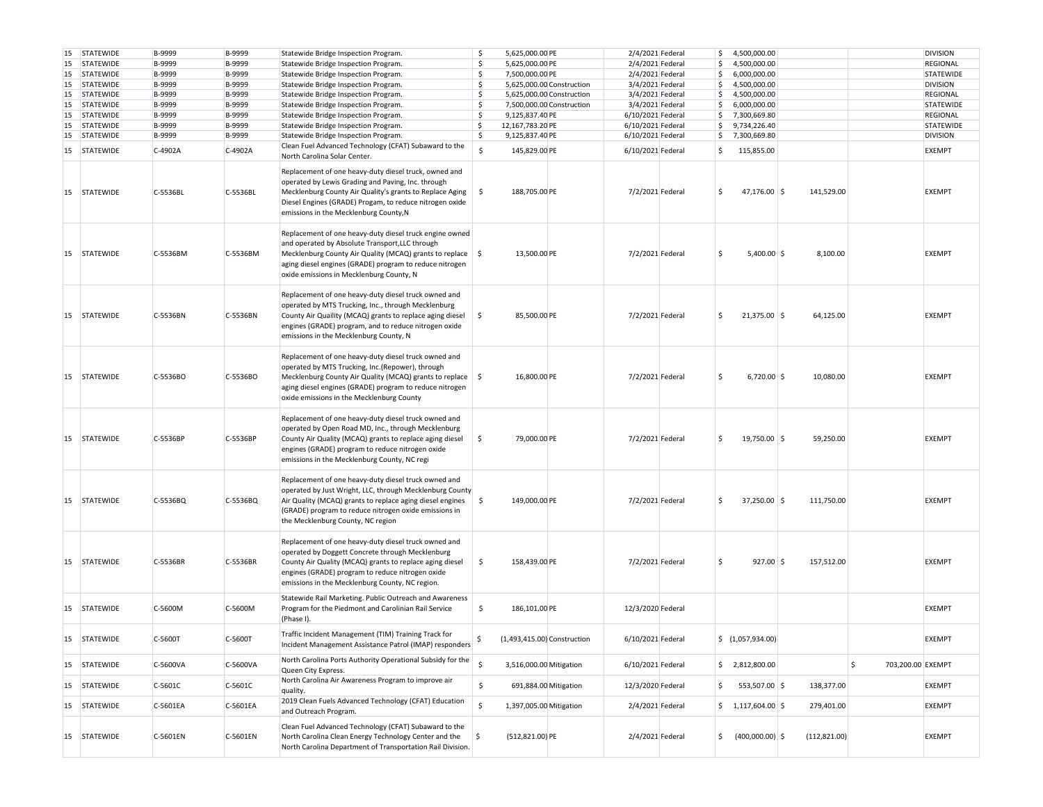| | | | | | | | | | | | | |
|---|---|---|---|---|---|---|---|---|---|---|---|---|
| 15 | STATEWIDE | B-9999 | B-9999 | Statewide Bridge Inspection Program. | $ 5,625,000.00 | PE | 2/4/2021 | Federal | $ 4,500,000.00 | | | DIVISION |
| 15 | STATEWIDE | B-9999 | B-9999 | Statewide Bridge Inspection Program. | $ 5,625,000.00 | PE | 2/4/2021 | Federal | $ 4,500,000.00 | | | REGIONAL |
| 15 | STATEWIDE | B-9999 | B-9999 | Statewide Bridge Inspection Program. | $ 7,500,000.00 | PE | 2/4/2021 | Federal | $ 6,000,000.00 | | | STATEWIDE |
| 15 | STATEWIDE | B-9999 | B-9999 | Statewide Bridge Inspection Program. | $ 5,625,000.00 | Construction | 3/4/2021 | Federal | $ 4,500,000.00 | | | DIVISION |
| 15 | STATEWIDE | B-9999 | B-9999 | Statewide Bridge Inspection Program. | $ 5,625,000.00 | Construction | 3/4/2021 | Federal | $ 4,500,000.00 | | | REGIONAL |
| 15 | STATEWIDE | B-9999 | B-9999 | Statewide Bridge Inspection Program. | $ 7,500,000.00 | Construction | 3/4/2021 | Federal | $ 6,000,000.00 | | | STATEWIDE |
| 15 | STATEWIDE | B-9999 | B-9999 | Statewide Bridge Inspection Program. | $ 9,125,837.40 | PE | 6/10/2021 | Federal | $ 7,300,669.80 | | | REGIONAL |
| 15 | STATEWIDE | B-9999 | B-9999 | Statewide Bridge Inspection Program. | $ 12,167,783.20 | PE | 6/10/2021 | Federal | $ 9,734,226.40 | | | STATEWIDE |
| 15 | STATEWIDE | B-9999 | B-9999 | Statewide Bridge Inspection Program. | $ 9,125,837.40 | PE | 6/10/2021 | Federal | $ 7,300,669.80 | | | DIVISION |
| 15 | STATEWIDE | C-4902A | C-4902A | Clean Fuel Advanced Technology (CFAT) Subaward to the North Carolina Solar Center. | $ 145,829.00 | PE | 6/10/2021 | Federal | $ 115,855.00 | | | EXEMPT |
| 15 | STATEWIDE | C-5536BL | C-5536BL | Replacement of one heavy-duty diesel truck, owned and operated by Lewis Grading and Paving, Inc. through Mecklenburg County Air Quality's grants to Replace Aging Diesel Engines (GRADE) Progam, to reduce nitrogen oxide emissions in the Mecklenburg County,N | $ 188,705.00 | PE | 7/2/2021 | Federal | $ 47,176.00 | $ 141,529.00 | | EXEMPT |
| 15 | STATEWIDE | C-5536BM | C-5536BM | Replacement of one heavy-duty diesel truck engine owned and operated by Absolute Transport,LLC through Mecklenburg County Air Quality (MCAQ) grants to replace aging diesel engines (GRADE) program to reduce nitrogen oxide emissions in Mecklenburg County, N | $ 13,500.00 | PE | 7/2/2021 | Federal | $ 5,400.00 | $ 8,100.00 | | EXEMPT |
| 15 | STATEWIDE | C-5536BN | C-5536BN | Replacement of one heavy-duty diesel truck owned and operated by MTS Trucking, Inc., through Mecklenburg County Air Quaility (MCAQ) grants to replace aging diesel engines (GRADE) program, and to reduce nitrogen oxide emissions in the Mecklenburg County, N | $ 85,500.00 | PE | 7/2/2021 | Federal | $ 21,375.00 | $ 64,125.00 | | EXEMPT |
| 15 | STATEWIDE | C-5536BO | C-5536BO | Replacement of one heavy-duty diesel truck owned and operated by MTS Trucking, Inc.(Repower), through Mecklenburg County Air Quality (MCAQ) grants to replace aging diesel engines (GRADE) program to reduce nitrogen oxide emissions in the Mecklenburg County | $ 16,800.00 | PE | 7/2/2021 | Federal | $ 6,720.00 | $ 10,080.00 | | EXEMPT |
| 15 | STATEWIDE | C-5536BP | C-5536BP | Replacement of one heavy-duty diesel truck owned and operated by Open Road MD, Inc., through Mecklenburg County Air Quality (MCAQ) grants to replace aging diesel engines (GRADE) program to reduce nitrogen oxide emissions in the Mecklenburg County, NC regi | $ 79,000.00 | PE | 7/2/2021 | Federal | $ 19,750.00 | $ 59,250.00 | | EXEMPT |
| 15 | STATEWIDE | C-5536BQ | C-5536BQ | Replacement of one heavy-duty diesel truck owned and operated by Just Wright, LLC, through Mecklenburg County Air Quality (MCAQ) grants to replace aging diesel engines (GRADE) program to reduce nitrogen oxide emissions in the Mecklenburg County, NC region | $ 149,000.00 | PE | 7/2/2021 | Federal | $ 37,250.00 | $ 111,750.00 | | EXEMPT |
| 15 | STATEWIDE | C-5536BR | C-5536BR | Replacement of one heavy-duty diesel truck owned and operated by Doggett Concrete through Mecklenburg County Air Quality (MCAQ) grants to replace aging diesel engines (GRADE) program to reduce nitrogen oxide emissions in the Mecklenburg County, NC region. | $ 158,439.00 | PE | 7/2/2021 | Federal | $ 927.00 | $ 157,512.00 | | EXEMPT |
| 15 | STATEWIDE | C-5600M | C-5600M | Statewide Rail Marketing. Public Outreach and Awareness Program for the Piedmont and Carolinian Rail Service (Phase I). | $ 186,101.00 | PE | 12/3/2020 | Federal | | | | EXEMPT |
| 15 | STATEWIDE | C-5600T | C-5600T | Traffic Incident Management (TIM) Training Track for Incident Management Assistance Patrol (IMAP) responders | $ (1,493,415.00) | Construction | 6/10/2021 | Federal | $ (1,057,934.00) | | | EXEMPT |
| 15 | STATEWIDE | C-5600VA | C-5600VA | North Carolina Ports Authority Operational Subsidy for the Queen City Express. | $ 3,516,000.00 | Mitigation | 6/10/2021 | Federal | $ 2,812,800.00 | | $ 703,200.00 | EXEMPT |
| 15 | STATEWIDE | C-5601C | C-5601C | North Carolina Air Awareness Program to improve air quality. | $ 691,884.00 | Mitigation | 12/3/2020 | Federal | $ 553,507.00 | $ 138,377.00 | | EXEMPT |
| 15 | STATEWIDE | C-5601EA | C-5601EA | 2019 Clean Fuels Advanced Technology (CFAT) Education and Outreach Program. | $ 1,397,005.00 | Mitigation | 2/4/2021 | Federal | $ 1,117,604.00 | $ 279,401.00 | | EXEMPT |
| 15 | STATEWIDE | C-5601EN | C-5601EN | Clean Fuel Advanced Technology (CFAT) Subaward to the North Carolina Clean Energy Technology Center and the North Carolina Department of Transportation Rail Division. | $ (512,821.00) | PE | 2/4/2021 | Federal | $ (400,000.00) | $ (112,821.00) | | EXEMPT |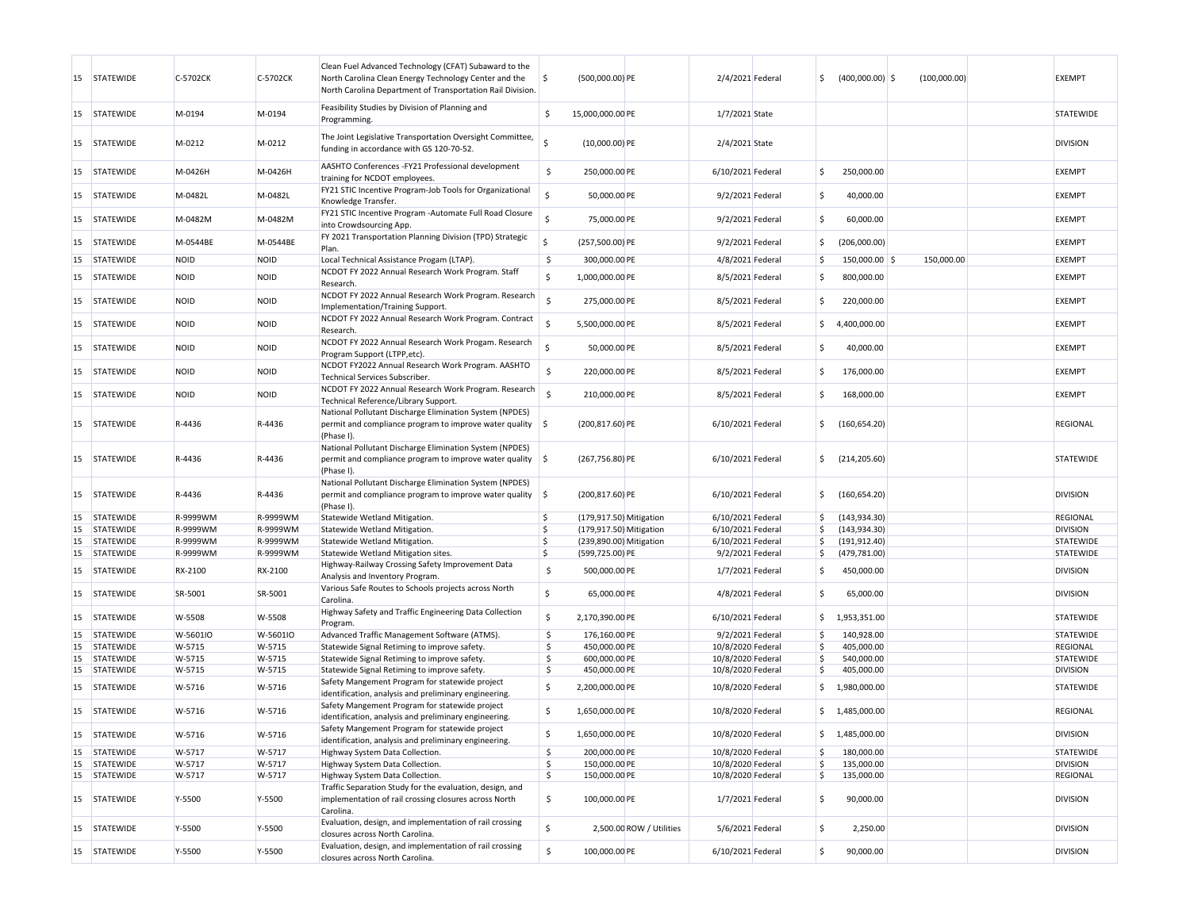| | | | | | | | | | | | | |
|---|---|---|---|---|---|---|---|---|---|---|---|---|
| 15 | STATEWIDE | C-5702CK | C-5702CK | Clean Fuel Advanced Technology (CFAT) Subaward to the North Carolina Clean Energy Technology Center and the North Carolina Department of Transportation Rail Division. | $ (500,000.00) | PE | 2/4/2021 | Federal | $ (400,000.00) | $ (100,000.00) | | EXEMPT |
| 15 | STATEWIDE | M-0194 | M-0194 | Feasibility Studies by Division of Planning and Programming. | $ 15,000,000.00 | PE | 1/7/2021 | State | | | | STATEWIDE |
| 15 | STATEWIDE | M-0212 | M-0212 | The Joint Legislative Transportation Oversight Committee, funding in accordance with GS 120-70-52. | $ (10,000.00) | PE | 2/4/2021 | State | | | | DIVISION |
| 15 | STATEWIDE | M-0426H | M-0426H | AASHTO Conferences -FY21 Professional development training for NCDOT employees. | $ 250,000.00 | PE | 6/10/2021 | Federal | $ 250,000.00 | | | EXEMPT |
| 15 | STATEWIDE | M-0482L | M-0482L | FY21 STIC Incentive Program-Job Tools for Organizational Knowledge Transfer. | $ 50,000.00 | PE | 9/2/2021 | Federal | $ 40,000.00 | | | EXEMPT |
| 15 | STATEWIDE | M-0482M | M-0482M | FY21 STIC Incentive Program -Automate Full Road Closure into Crowdsourcing App. | $ 75,000.00 | PE | 9/2/2021 | Federal | $ 60,000.00 | | | EXEMPT |
| 15 | STATEWIDE | M-0544BE | M-0544BE | FY 2021 Transportation Planning Division (TPD) Strategic Plan. | $ (257,500.00) | PE | 9/2/2021 | Federal | $ (206,000.00) | | | EXEMPT |
| 15 | STATEWIDE | NOID | NOID | Local Technical Assistance Progam (LTAP). | $ 300,000.00 | PE | 4/8/2021 | Federal | $ 150,000.00 | $ 150,000.00 | | EXEMPT |
| 15 | STATEWIDE | NOID | NOID | NCDOT FY 2022 Annual Research Work Program. Staff Research. | $ 1,000,000.00 | PE | 8/5/2021 | Federal | $ 800,000.00 | | | EXEMPT |
| 15 | STATEWIDE | NOID | NOID | NCDOT FY 2022 Annual Research Work Program. Research Implementation/Training Support. | $ 275,000.00 | PE | 8/5/2021 | Federal | $ 220,000.00 | | | EXEMPT |
| 15 | STATEWIDE | NOID | NOID | NCDOT FY 2022 Annual Research Work Program. Contract Research. | $ 5,500,000.00 | PE | 8/5/2021 | Federal | $ 4,400,000.00 | | | EXEMPT |
| 15 | STATEWIDE | NOID | NOID | NCDOT FY 2022 Annual Research Work Progam. Research Program Support (LTPP,etc). | $ 50,000.00 | PE | 8/5/2021 | Federal | $ 40,000.00 | | | EXEMPT |
| 15 | STATEWIDE | NOID | NOID | NCDOT FY2022 Annual Research Work Program. AASHTO Technical Services Subscriber. | $ 220,000.00 | PE | 8/5/2021 | Federal | $ 176,000.00 | | | EXEMPT |
| 15 | STATEWIDE | NOID | NOID | NCDOT FY 2022 Annual Research Work Program. Research Technical Reference/Library Support. | $ 210,000.00 | PE | 8/5/2021 | Federal | $ 168,000.00 | | | EXEMPT |
| 15 | STATEWIDE | R-4436 | R-4436 | National Pollutant Discharge Elimination System (NPDES) permit and compliance program to improve water quality (Phase I). | $ (200,817.60) | PE | 6/10/2021 | Federal | $ (160,654.20) | | | REGIONAL |
| 15 | STATEWIDE | R-4436 | R-4436 | National Pollutant Discharge Elimination System (NPDES) permit and compliance program to improve water quality (Phase I). | $ (267,756.80) | PE | 6/10/2021 | Federal | $ (214,205.60) | | | STATEWIDE |
| 15 | STATEWIDE | R-4436 | R-4436 | National Pollutant Discharge Elimination System (NPDES) permit and compliance program to improve water quality (Phase I). | $ (200,817.60) | PE | 6/10/2021 | Federal | $ (160,654.20) | | | DIVISION |
| 15 | STATEWIDE | R-9999WM | R-9999WM | Statewide Wetland Mitigation. | $ (179,917.50) | Mitigation | 6/10/2021 | Federal | $ (143,934.30) | | | REGIONAL |
| 15 | STATEWIDE | R-9999WM | R-9999WM | Statewide Wetland Mitigation. | $ (179,917.50) | Mitigation | 6/10/2021 | Federal | $ (143,934.30) | | | DIVISION |
| 15 | STATEWIDE | R-9999WM | R-9999WM | Statewide Wetland Mitigation. | $ (239,890.00) | Mitigation | 6/10/2021 | Federal | $ (191,912.40) | | | STATEWIDE |
| 15 | STATEWIDE | R-9999WM | R-9999WM | Statewide Wetland Mitigation sites. | $ (599,725.00) | PE | 9/2/2021 | Federal | $ (479,781.00) | | | STATEWIDE |
| 15 | STATEWIDE | RX-2100 | RX-2100 | Highway-Railway Crossing Safety Improvement Data Analysis and Inventory Program. | $ 500,000.00 | PE | 1/7/2021 | Federal | $ 450,000.00 | | | DIVISION |
| 15 | STATEWIDE | SR-5001 | SR-5001 | Various Safe Routes to Schools projects across North Carolina. | $ 65,000.00 | PE | 4/8/2021 | Federal | $ 65,000.00 | | | DIVISION |
| 15 | STATEWIDE | W-5508 | W-5508 | Highway Safety and Traffic Engineering Data Collection Program. | $ 2,170,390.00 | PE | 6/10/2021 | Federal | $ 1,953,351.00 | | | STATEWIDE |
| 15 | STATEWIDE | W-5601IO | W-5601IO | Advanced Traffic Management Software (ATMS). | $ 176,160.00 | PE | 9/2/2021 | Federal | $ 140,928.00 | | | STATEWIDE |
| 15 | STATEWIDE | W-5715 | W-5715 | Statewide Signal Retiming to improve safety. | $ 450,000.00 | PE | 10/8/2020 | Federal | $ 405,000.00 | | | REGIONAL |
| 15 | STATEWIDE | W-5715 | W-5715 | Statewide Signal Retiming to improve safety. | $ 600,000.00 | PE | 10/8/2020 | Federal | $ 540,000.00 | | | STATEWIDE |
| 15 | STATEWIDE | W-5715 | W-5715 | Statewide Signal Retiming to improve safety. | $ 450,000.00 | PE | 10/8/2020 | Federal | $ 405,000.00 | | | DIVISION |
| 15 | STATEWIDE | W-5716 | W-5716 | Safety Mangement Program for statewide project identification, analysis and preliminary engineering. | $ 2,200,000.00 | PE | 10/8/2020 | Federal | $ 1,980,000.00 | | | STATEWIDE |
| 15 | STATEWIDE | W-5716 | W-5716 | Safety Mangement Program for statewide project identification, analysis and preliminary engineering. | $ 1,650,000.00 | PE | 10/8/2020 | Federal | $ 1,485,000.00 | | | REGIONAL |
| 15 | STATEWIDE | W-5716 | W-5716 | Safety Mangement Program for statewide project identification, analysis and preliminary engineering. | $ 1,650,000.00 | PE | 10/8/2020 | Federal | $ 1,485,000.00 | | | DIVISION |
| 15 | STATEWIDE | W-5717 | W-5717 | Highway System Data Collection. | $ 200,000.00 | PE | 10/8/2020 | Federal | $ 180,000.00 | | | STATEWIDE |
| 15 | STATEWIDE | W-5717 | W-5717 | Highway System Data Collection. | $ 150,000.00 | PE | 10/8/2020 | Federal | $ 135,000.00 | | | DIVISION |
| 15 | STATEWIDE | W-5717 | W-5717 | Highway System Data Collection. | $ 150,000.00 | PE | 10/8/2020 | Federal | $ 135,000.00 | | | REGIONAL |
| 15 | STATEWIDE | Y-5500 | Y-5500 | Traffic Separation Study for the evaluation, design, and implementation of rail crossing closures across North Carolina. | $ 100,000.00 | PE | 1/7/2021 | Federal | $ 90,000.00 | | | DIVISION |
| 15 | STATEWIDE | Y-5500 | Y-5500 | Evaluation, design, and implementation of rail crossing closures across North Carolina. | $ 2,500.00 | ROW / Utilities | 5/6/2021 | Federal | $ 2,250.00 | | | DIVISION |
| 15 | STATEWIDE | Y-5500 | Y-5500 | Evaluation, design, and implementation of rail crossing closures across North Carolina. | $ 100,000.00 | PE | 6/10/2021 | Federal | $ 90,000.00 | | | DIVISION |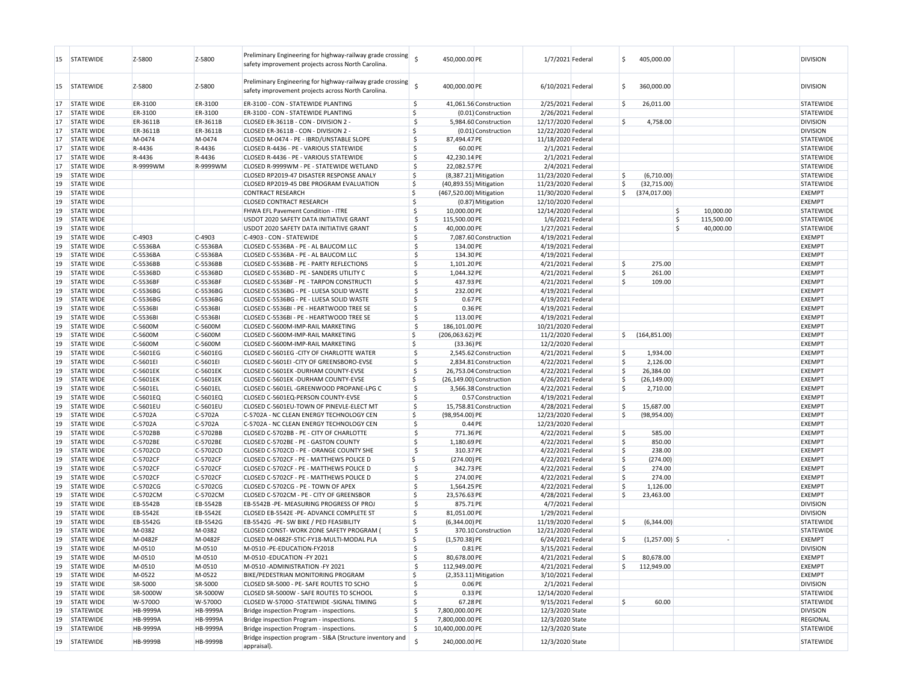| | | | | | | | | | | | | |
|---|---|---|---|---|---|---|---|---|---|---|---|---|
| 15 | STATEWIDE | Z-5800 | Z-5800 | Preliminary Engineering for highway-railway grade crossing safety improvement projects across North Carolina. | $ 450,000.00 | PE | 1/7/2021 | Federal | $ 405,000.00 | | | DIVISION |
| 15 | STATEWIDE | Z-5800 | Z-5800 | Preliminary Engineering for highway-railway grade crossing safety improvement projects across North Carolina. | $ 400,000.00 | PE | 6/10/2021 | Federal | $ 360,000.00 | | | DIVISION |
| 17 | STATE WIDE | ER-3100 | ER-3100 | ER-3100 - CON - STATEWIDE PLANTING | $ 41,061.56 | Construction | 2/25/2021 | Federal | $ 26,011.00 | | | STATEWIDE |
| 17 | STATE WIDE | ER-3100 | ER-3100 | ER-3100 - CON - STATEWIDE PLANTING | $ (0.01) | Construction | 2/26/2021 | Federal | | | | STATEWIDE |
| 17 | STATE WIDE | ER-3611B | ER-3611B | CLOSED ER-3611B - CON - DIVISION 2 - | $ 5,984.60 | Construction | 12/17/2020 | Federal | $ 4,758.00 | | | DIVISION |
| 17 | STATE WIDE | ER-3611B | ER-3611B | CLOSED ER-3611B - CON - DIVISION 2 - | $ (0.01) | Construction | 12/22/2020 | Federal | | | | DIVISION |
| 17 | STATE WIDE | M-0474 | M-0474 | CLOSED M-0474 - PE - IBRD/UNSTABLE SLOPE | $ 87,494.47 | PE | 11/18/2020 | Federal | | | | STATEWIDE |
| 17 | STATE WIDE | R-4436 | R-4436 | CLOSED R-4436 - PE - VARIOUS STATEWIDE | $ 60.00 | PE | 2/1/2021 | Federal | | | | STATEWIDE |
| 17 | STATE WIDE | R-4436 | R-4436 | CLOSED R-4436 - PE - VARIOUS STATEWIDE | $ 42,230.14 | PE | 2/1/2021 | Federal | | | | STATEWIDE |
| 17 | STATE WIDE | R-9999WM | R-9999WM | CLOSED R-9999WM - PE - STATEWIDE WETLAND | $ 22,082.57 | PE | 2/4/2021 | Federal | | | | STATEWIDE |
| 19 | STATE WIDE | | | CLOSED RP2019-47 DISASTER RESPONSE ANALY | $ (8,387.21) | Mitigation | 11/23/2020 | Federal | $ (6,710.00) | | | STATEWIDE |
| 19 | STATE WIDE | | | CLOSED RP2019-45 DBE PROGRAM EVALUATION | $ (40,893.55) | Mitigation | 11/23/2020 | Federal | $ (32,715.00) | | | STATEWIDE |
| 19 | STATE WIDE | | | CONTRACT RESEARCH | $ (467,520.00) | Mitigation | 11/30/2020 | Federal | $ (374,017.00) | | | EXEMPT |
| 19 | STATE WIDE | | | CLOSED CONTRACT RESEARCH | $ (0.87) | Mitigation | 12/10/2020 | Federal | | | | EXEMPT |
| 19 | STATE WIDE | | | FHWA EFL Pavement Condition - ITRE | $ 10,000.00 | PE | 12/14/2020 | Federal | | $ 10,000.00 | | STATEWIDE |
| 19 | STATE WIDE | | | USDOT 2020 SAFETY DATA INITIATIVE GRANT | $ 115,500.00 | PE | 1/6/2021 | Federal | | $ 115,500.00 | | STATEWIDE |
| 19 | STATE WIDE | | | USDOT 2020 SAFETY DATA INITIATIVE GRANT | $ 40,000.00 | PE | 1/27/2021 | Federal | | $ 40,000.00 | | STATEWIDE |
| 19 | STATE WIDE | C-4903 | C-4903 | C-4903 - CON - STATEWIDE | $ 7,087.60 | Construction | 4/19/2021 | Federal | | | | EXEMPT |
| 19 | STATE WIDE | C-5536BA | C-5536BA | CLOSED C-5536BA - PE - AL BAUCOM LLC | $ 134.00 | PE | 4/19/2021 | Federal | | | | EXEMPT |
| 19 | STATE WIDE | C-5536BA | C-5536BA | CLOSED C-5536BA - PE - AL BAUCOM LLC | $ 134.30 | PE | 4/19/2021 | Federal | | | | EXEMPT |
| 19 | STATE WIDE | C-5536BB | C-5536BB | CLOSED C-5536BB - PE - PARTY REFLECTIONS | $ 1,101.20 | PE | 4/21/2021 | Federal | $ 275.00 | | | EXEMPT |
| 19 | STATE WIDE | C-5536BD | C-5536BD | CLOSED C-5536BD - PE - SANDERS UTILITY C | $ 1,044.32 | PE | 4/21/2021 | Federal | $ 261.00 | | | EXEMPT |
| 19 | STATE WIDE | C-5536BF | C-5536BF | CLOSED C-5536BF - PE - TARPON CONSTRUCTI | $ 437.93 | PE | 4/21/2021 | Federal | $ 109.00 | | | EXEMPT |
| 19 | STATE WIDE | C-5536BG | C-5536BG | CLOSED C-5536BG - PE - LUESA SOLID WASTE | $ 232.00 | PE | 4/19/2021 | Federal | | | | EXEMPT |
| 19 | STATE WIDE | C-5536BG | C-5536BG | CLOSED C-5536BG - PE - LUESA SOLID WASTE | $ 0.67 | PE | 4/19/2021 | Federal | | | | EXEMPT |
| 19 | STATE WIDE | C-5536BI | C-5536BI | CLOSED C-5536BI - PE - HEARTWOOD TREE SE | $ 0.36 | PE | 4/19/2021 | Federal | | | | EXEMPT |
| 19 | STATE WIDE | C-5536BI | C-5536BI | CLOSED C-5536BI - PE - HEARTWOOD TREE SE | $ 113.00 | PE | 4/19/2021 | Federal | | | | EXEMPT |
| 19 | STATE WIDE | C-5600M | C-5600M | CLOSED C-5600M-IMP-RAIL MARKETING | $ 186,101.00 | PE | 10/21/2020 | Federal | | | | EXEMPT |
| 19 | STATE WIDE | C-5600M | C-5600M | CLOSED C-5600M-IMP-RAIL MARKETING | $ (206,063.62) | PE | 11/2/2020 | Federal | $ (164,851.00) | | | EXEMPT |
| 19 | STATE WIDE | C-5600M | C-5600M | CLOSED C-5600M-IMP-RAIL MARKETING | $ (33.36) | PE | 12/2/2020 | Federal | | | | EXEMPT |
| 19 | STATE WIDE | C-5601EG | C-5601EG | CLOSED C-5601EG -CITY OF CHARLOTTE WATER | $ 2,545.62 | Construction | 4/21/2021 | Federal | $ 1,934.00 | | | EXEMPT |
| 19 | STATE WIDE | C-5601EI | C-5601EI | CLOSED C-5601EI -CITY OF GREENSBORO-EVSE | $ 2,834.81 | Construction | 4/22/2021 | Federal | $ 2,126.00 | | | EXEMPT |
| 19 | STATE WIDE | C-5601EK | C-5601EK | CLOSED C-5601EK -DURHAM COUNTY-EVSE | $ 26,753.04 | Construction | 4/22/2021 | Federal | $ 26,384.00 | | | EXEMPT |
| 19 | STATE WIDE | C-5601EK | C-5601EK | CLOSED C-5601EK -DURHAM COUNTY-EVSE | $ (26,149.00) | Construction | 4/26/2021 | Federal | $ (26,149.00) | | | EXEMPT |
| 19 | STATE WIDE | C-5601EL | C-5601EL | CLOSED C-5601EL -GREENWOOD PROPANE-LPG C | $ 3,566.38 | Construction | 4/22/2021 | Federal | $ 2,710.00 | | | EXEMPT |
| 19 | STATE WIDE | C-5601EQ | C-5601EQ | CLOSED C-5601EQ-PERSON COUNTY-EVSE | $ 0.57 | Construction | 4/19/2021 | Federal | | | | EXEMPT |
| 19 | STATE WIDE | C-5601EU | C-5601EU | CLOSED C-5601EU-TOWN OF PINEVLE-ELECT MT | $ 15,758.81 | Construction | 4/28/2021 | Federal | $ 15,687.00 | | | EXEMPT |
| 19 | STATE WIDE | C-5702A | C-5702A | C-5702A - NC CLEAN ENERGY TECHNOLOGY CEN | $ (98,954.00) | PE | 12/23/2020 | Federal | $ (98,954.00) | | | EXEMPT |
| 19 | STATE WIDE | C-5702A | C-5702A | C-5702A - NC CLEAN ENERGY TECHNOLOGY CEN | $ 0.44 | PE | 12/23/2020 | Federal | | | | EXEMPT |
| 19 | STATE WIDE | C-5702BB | C-5702BB | CLOSED C-5702BB - PE - CITY OF CHARLOTTE | $ 771.36 | PE | 4/22/2021 | Federal | $ 585.00 | | | EXEMPT |
| 19 | STATE WIDE | C-5702BE | C-5702BE | CLOSED C-5702BE - PE - GASTON COUNTY | $ 1,180.69 | PE | 4/22/2021 | Federal | $ 850.00 | | | EXEMPT |
| 19 | STATE WIDE | C-5702CD | C-5702CD | CLOSED C-5702CD - PE - ORANGE COUNTY SHE | $ 310.37 | PE | 4/22/2021 | Federal | $ 238.00 | | | EXEMPT |
| 19 | STATE WIDE | C-5702CF | C-5702CF | CLOSED C-5702CF - PE - MATTHEWS POLICE D | $ (274.00) | PE | 4/22/2021 | Federal | $ (274.00) | | | EXEMPT |
| 19 | STATE WIDE | C-5702CF | C-5702CF | CLOSED C-5702CF - PE - MATTHEWS POLICE D | $ 342.73 | PE | 4/22/2021 | Federal | $ 274.00 | | | EXEMPT |
| 19 | STATE WIDE | C-5702CF | C-5702CF | CLOSED C-5702CF - PE - MATTHEWS POLICE D | $ 274.00 | PE | 4/22/2021 | Federal | $ 274.00 | | | EXEMPT |
| 19 | STATE WIDE | C-5702CG | C-5702CG | CLOSED C-5702CG - PE - TOWN OF APEX | $ 1,564.25 | PE | 4/22/2021 | Federal | $ 1,126.00 | | | EXEMPT |
| 19 | STATE WIDE | C-5702CM | C-5702CM | CLOSED C-5702CM - PE - CITY OF GREENSBOR | $ 23,576.63 | PE | 4/28/2021 | Federal | $ 23,463.00 | | | EXEMPT |
| 19 | STATE WIDE | EB-5542B | EB-5542B | EB-5542B -PE- MEASURING PROGRESS OF PROJ | $ 875.71 | PE | 4/7/2021 | Federal | | | | DIVISION |
| 19 | STATE WIDE | EB-5542E | EB-5542E | CLOSED EB-5542E -PE- ADVANCE COMPLETE ST | $ 81,051.00 | PE | 1/29/2021 | Federal | | | | DIVISION |
| 19 | STATE WIDE | EB-5542G | EB-5542G | EB-5542G -PE- SW BIKE / PED FEASIBILITY | $ (6,344.00) | PE | 11/19/2020 | Federal | $ (6,344.00) | | | STATEWIDE |
| 19 | STATE WIDE | M-0382 | M-0382 | CLOSED CONST- WORK ZONE SAFETY PROGRAM ( | $ 370.10 | Construction | 12/21/2020 | Federal | | | | STATEWIDE |
| 19 | STATE WIDE | M-0482F | M-0482F | CLOSED M-0482F-STIC-FY18-MULTI-MODAL PLA | $ (1,570.38) | PE | 6/24/2021 | Federal | $ (1,257.00) | $ - | | EXEMPT |
| 19 | STATE WIDE | M-0510 | M-0510 | M-0510 -PE-EDUCATION-FY2018 | $ 0.81 | PE | 3/15/2021 | Federal | | | | DIVISION |
| 19 | STATE WIDE | M-0510 | M-0510 | M-0510 -EDUCATION -FY 2021 | $ 80,678.00 | PE | 4/21/2021 | Federal | $ 80,678.00 | | | EXEMPT |
| 19 | STATE WIDE | M-0510 | M-0510 | M-0510 -ADMINISTRATION -FY 2021 | $ 112,949.00 | PE | 4/21/2021 | Federal | $ 112,949.00 | | | EXEMPT |
| 19 | STATE WIDE | M-0522 | M-0522 | BIKE/PEDESTRIAN MONITORING PROGRAM | $ (2,353.11) | Mitigation | 3/10/2021 | Federal | | | | EXEMPT |
| 19 | STATE WIDE | SR-5000 | SR-5000 | CLOSED SR-5000 - PE- SAFE ROUTES TO SCHO | $ 0.06 | PE | 2/1/2021 | Federal | | | | DIVISION |
| 19 | STATE WIDE | SR-5000W | SR-5000W | CLOSED SR-5000W - SAFE ROUTES TO SCHOOL | $ 0.33 | PE | 12/14/2020 | Federal | | | | STATEWIDE |
| 19 | STATE WIDE | W-5700O | W-5700O | CLOSED W-5700O -STATEWIDE -SIGNAL TIMING | $ 67.28 | PE | 9/15/2021 | Federal | $ 60.00 | | | STATEWIDE |
| 19 | STATEWIDE | HB-9999A | HB-9999A | Bridge inspection Program - inspections. | $ 7,800,000.00 | PE | 12/3/2020 | State | | | | DIVISION |
| 19 | STATEWIDE | HB-9999A | HB-9999A | Bridge inspection Program - inspections. | $ 7,800,000.00 | PE | 12/3/2020 | State | | | | REGIONAL |
| 19 | STATEWIDE | HB-9999A | HB-9999A | Bridge inspection Program - inspections. | $ 10,400,000.00 | PE | 12/3/2020 | State | | | | STATEWIDE |
| 19 | STATEWIDE | HB-9999B | HB-9999B | Bridge inspection program - SI&A (Structure inventory and appraisal). | $ 240,000.00 | PE | 12/3/2020 | State | | | | STATEWIDE |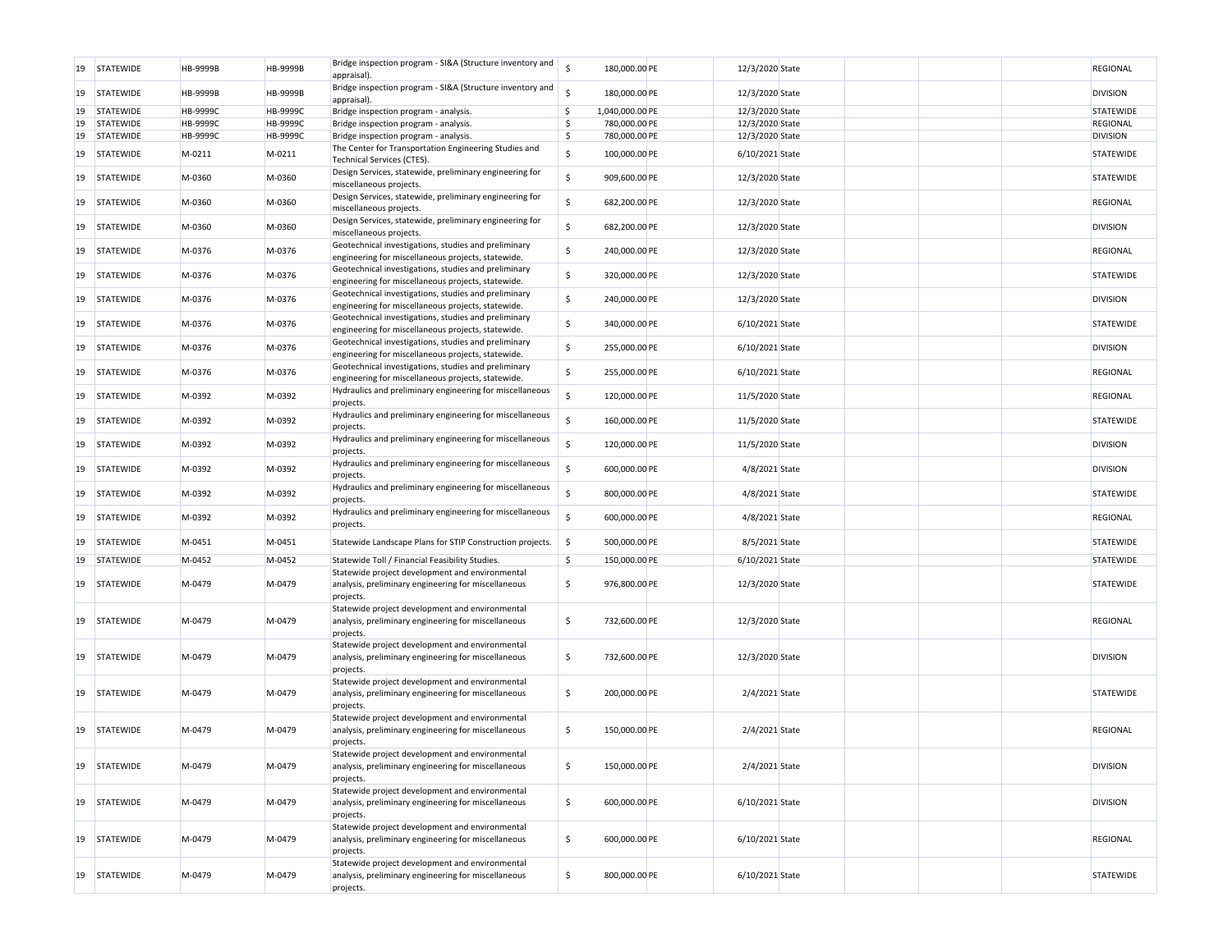| | | | | | | | | | | | | | |
|---|---|---|---|---|---|---|---|---|---|---|---|---|---|
| 19 | STATEWIDE | HB-9999B | HB-9999B | Bridge inspection program - SI&A (Structure inventory and appraisal). | $ | 180,000.00 | PE | 12/3/2020 | State | | | | REGIONAL |
| 19 | STATEWIDE | HB-9999B | HB-9999B | Bridge inspection program - SI&A (Structure inventory and appraisal). | $ | 180,000.00 | PE | 12/3/2020 | State | | | | DIVISION |
| 19 | STATEWIDE | HB-9999C | HB-9999C | Bridge inspection program - analysis. | $ | 1,040,000.00 | PE | 12/3/2020 | State | | | | STATEWIDE |
| 19 | STATEWIDE | HB-9999C | HB-9999C | Bridge inspection program - analysis. | $ | 780,000.00 | PE | 12/3/2020 | State | | | | REGIONAL |
| 19 | STATEWIDE | HB-9999C | HB-9999C | Bridge inspection program - analysis. | $ | 780,000.00 | PE | 12/3/2020 | State | | | | DIVISION |
| 19 | STATEWIDE | M-0211 | M-0211 | The Center for Transportation Engineering Studies and Technical Services (CTES). | $ | 100,000.00 | PE | 6/10/2021 | State | | | | STATEWIDE |
| 19 | STATEWIDE | M-0360 | M-0360 | Design Services, statewide, preliminary engineering for miscellaneous projects. | $ | 909,600.00 | PE | 12/3/2020 | State | | | | STATEWIDE |
| 19 | STATEWIDE | M-0360 | M-0360 | Design Services, statewide, preliminary engineering for miscellaneous projects. | $ | 682,200.00 | PE | 12/3/2020 | State | | | | REGIONAL |
| 19 | STATEWIDE | M-0360 | M-0360 | Design Services, statewide, preliminary engineering for miscellaneous projects. | $ | 682,200.00 | PE | 12/3/2020 | State | | | | DIVISION |
| 19 | STATEWIDE | M-0376 | M-0376 | Geotechnical investigations, studies and preliminary engineering for miscellaneous projects, statewide. | $ | 240,000.00 | PE | 12/3/2020 | State | | | | REGIONAL |
| 19 | STATEWIDE | M-0376 | M-0376 | Geotechnical investigations, studies and preliminary engineering for miscellaneous projects, statewide. | $ | 320,000.00 | PE | 12/3/2020 | State | | | | STATEWIDE |
| 19 | STATEWIDE | M-0376 | M-0376 | Geotechnical investigations, studies and preliminary engineering for miscellaneous projects, statewide. | $ | 240,000.00 | PE | 12/3/2020 | State | | | | DIVISION |
| 19 | STATEWIDE | M-0376 | M-0376 | Geotechnical investigations, studies and preliminary engineering for miscellaneous projects, statewide. | $ | 340,000.00 | PE | 6/10/2021 | State | | | | STATEWIDE |
| 19 | STATEWIDE | M-0376 | M-0376 | Geotechnical investigations, studies and preliminary engineering for miscellaneous projects, statewide. | $ | 255,000.00 | PE | 6/10/2021 | State | | | | DIVISION |
| 19 | STATEWIDE | M-0376 | M-0376 | Geotechnical investigations, studies and preliminary engineering for miscellaneous projects, statewide. | $ | 255,000.00 | PE | 6/10/2021 | State | | | | REGIONAL |
| 19 | STATEWIDE | M-0392 | M-0392 | Hydraulics and preliminary engineering for miscellaneous projects. | $ | 120,000.00 | PE | 11/5/2020 | State | | | | REGIONAL |
| 19 | STATEWIDE | M-0392 | M-0392 | Hydraulics and preliminary engineering for miscellaneous projects. | $ | 160,000.00 | PE | 11/5/2020 | State | | | | STATEWIDE |
| 19 | STATEWIDE | M-0392 | M-0392 | Hydraulics and preliminary engineering for miscellaneous projects. | $ | 120,000.00 | PE | 11/5/2020 | State | | | | DIVISION |
| 19 | STATEWIDE | M-0392 | M-0392 | Hydraulics and preliminary engineering for miscellaneous projects. | $ | 600,000.00 | PE | 4/8/2021 | State | | | | DIVISION |
| 19 | STATEWIDE | M-0392 | M-0392 | Hydraulics and preliminary engineering for miscellaneous projects. | $ | 800,000.00 | PE | 4/8/2021 | State | | | | STATEWIDE |
| 19 | STATEWIDE | M-0392 | M-0392 | Hydraulics and preliminary engineering for miscellaneous projects. | $ | 600,000.00 | PE | 4/8/2021 | State | | | | REGIONAL |
| 19 | STATEWIDE | M-0451 | M-0451 | Statewide Landscape Plans for STIP Construction projects. | $ | 500,000.00 | PE | 8/5/2021 | State | | | | STATEWIDE |
| 19 | STATEWIDE | M-0452 | M-0452 | Statewide Toll / Financial Feasibility Studies. | $ | 150,000.00 | PE | 6/10/2021 | State | | | | STATEWIDE |
| 19 | STATEWIDE | M-0479 | M-0479 | Statewide project development and environmental analysis, preliminary engineering for miscellaneous projects. | $ | 976,800.00 | PE | 12/3/2020 | State | | | | STATEWIDE |
| 19 | STATEWIDE | M-0479 | M-0479 | Statewide project development and environmental analysis, preliminary engineering for miscellaneous projects. | $ | 732,600.00 | PE | 12/3/2020 | State | | | | REGIONAL |
| 19 | STATEWIDE | M-0479 | M-0479 | Statewide project development and environmental analysis, preliminary engineering for miscellaneous projects. | $ | 732,600.00 | PE | 12/3/2020 | State | | | | DIVISION |
| 19 | STATEWIDE | M-0479 | M-0479 | Statewide project development and environmental analysis, preliminary engineering for miscellaneous projects. | $ | 200,000.00 | PE | 2/4/2021 | State | | | | STATEWIDE |
| 19 | STATEWIDE | M-0479 | M-0479 | Statewide project development and environmental analysis, preliminary engineering for miscellaneous projects. | $ | 150,000.00 | PE | 2/4/2021 | State | | | | REGIONAL |
| 19 | STATEWIDE | M-0479 | M-0479 | Statewide project development and environmental analysis, preliminary engineering for miscellaneous projects. | $ | 150,000.00 | PE | 2/4/2021 | State | | | | DIVISION |
| 19 | STATEWIDE | M-0479 | M-0479 | Statewide project development and environmental analysis, preliminary engineering for miscellaneous projects. | $ | 600,000.00 | PE | 6/10/2021 | State | | | | DIVISION |
| 19 | STATEWIDE | M-0479 | M-0479 | Statewide project development and environmental analysis, preliminary engineering for miscellaneous projects. | $ | 600,000.00 | PE | 6/10/2021 | State | | | | REGIONAL |
| 19 | STATEWIDE | M-0479 | M-0479 | Statewide project development and environmental analysis, preliminary engineering for miscellaneous projects. | $ | 800,000.00 | PE | 6/10/2021 | State | | | | STATEWIDE |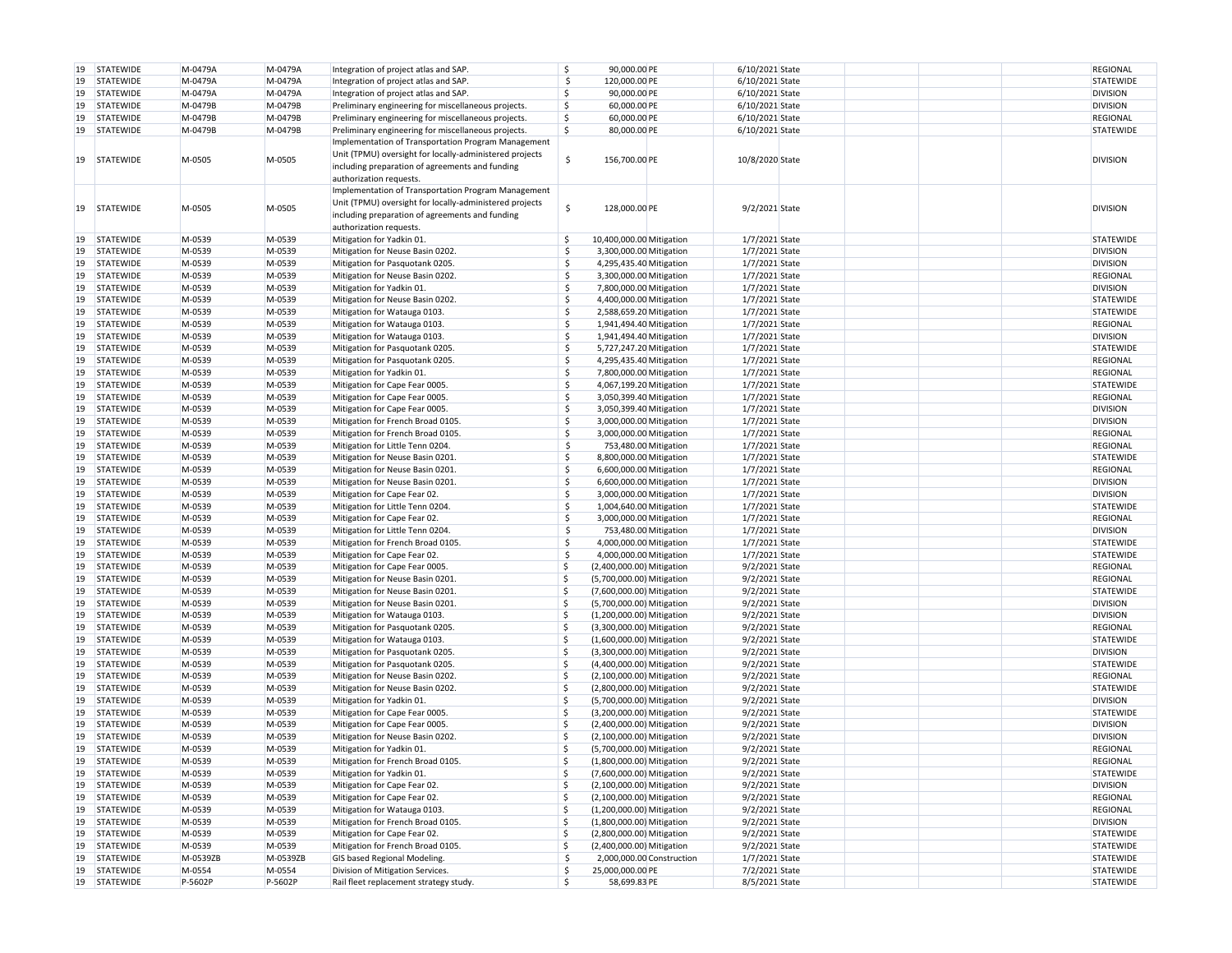| | | | | | | | | | | | | |
|---|---|---|---|---|---|---|---|---|---|---|---|---|
| 19 | STATEWIDE | M-0479A | M-0479A | Integration of project atlas and SAP. | $ | 90,000.00 | PE | 6/10/2021 | State | | | REGIONAL |
| 19 | STATEWIDE | M-0479A | M-0479A | Integration of project atlas and SAP. | $ | 120,000.00 | PE | 6/10/2021 | State | | | STATEWIDE |
| 19 | STATEWIDE | M-0479A | M-0479A | Integration of project atlas and SAP. | $ | 90,000.00 | PE | 6/10/2021 | State | | | DIVISION |
| 19 | STATEWIDE | M-0479B | M-0479B | Preliminary engineering for miscellaneous projects. | $ | 60,000.00 | PE | 6/10/2021 | State | | | DIVISION |
| 19 | STATEWIDE | M-0479B | M-0479B | Preliminary engineering for miscellaneous projects. | $ | 60,000.00 | PE | 6/10/2021 | State | | | REGIONAL |
| 19 | STATEWIDE | M-0479B | M-0479B | Preliminary engineering for miscellaneous projects. | $ | 80,000.00 | PE | 6/10/2021 | State | | | STATEWIDE |
| 19 | STATEWIDE | M-0505 | M-0505 | Implementation of Transportation Program Management Unit (TPMU) oversight for locally-administered projects including preparation of agreements and funding authorization requests. | $ | 156,700.00 | PE | 10/8/2020 | State | | | DIVISION |
| 19 | STATEWIDE | M-0505 | M-0505 | Implementation of Transportation Program Management Unit (TPMU) oversight for locally-administered projects including preparation of agreements and funding authorization requests. | $ | 128,000.00 | PE | 9/2/2021 | State | | | DIVISION |
| 19 | STATEWIDE | M-0539 | M-0539 | Mitigation for Yadkin 01. | $ | 10,400,000.00 | Mitigation | 1/7/2021 | State | | | STATEWIDE |
| 19 | STATEWIDE | M-0539 | M-0539 | Mitigation for Neuse Basin 0202. | $ | 3,300,000.00 | Mitigation | 1/7/2021 | State | | | DIVISION |
| 19 | STATEWIDE | M-0539 | M-0539 | Mitigation for Pasquotank 0205. | $ | 4,295,435.40 | Mitigation | 1/7/2021 | State | | | DIVISION |
| 19 | STATEWIDE | M-0539 | M-0539 | Mitigation for Neuse Basin 0202. | $ | 3,300,000.00 | Mitigation | 1/7/2021 | State | | | REGIONAL |
| 19 | STATEWIDE | M-0539 | M-0539 | Mitigation for Yadkin 01. | $ | 7,800,000.00 | Mitigation | 1/7/2021 | State | | | DIVISION |
| 19 | STATEWIDE | M-0539 | M-0539 | Mitigation for Neuse Basin 0202. | $ | 4,400,000.00 | Mitigation | 1/7/2021 | State | | | STATEWIDE |
| 19 | STATEWIDE | M-0539 | M-0539 | Mitigation for Watauga 0103. | $ | 2,588,659.20 | Mitigation | 1/7/2021 | State | | | STATEWIDE |
| 19 | STATEWIDE | M-0539 | M-0539 | Mitigation for Watauga 0103. | $ | 1,941,494.40 | Mitigation | 1/7/2021 | State | | | REGIONAL |
| 19 | STATEWIDE | M-0539 | M-0539 | Mitigation for Watauga 0103. | $ | 1,941,494.40 | Mitigation | 1/7/2021 | State | | | DIVISION |
| 19 | STATEWIDE | M-0539 | M-0539 | Mitigation for Pasquotank 0205. | $ | 5,727,247.20 | Mitigation | 1/7/2021 | State | | | STATEWIDE |
| 19 | STATEWIDE | M-0539 | M-0539 | Mitigation for Pasquotank 0205. | $ | 4,295,435.40 | Mitigation | 1/7/2021 | State | | | REGIONAL |
| 19 | STATEWIDE | M-0539 | M-0539 | Mitigation for Yadkin 01. | $ | 7,800,000.00 | Mitigation | 1/7/2021 | State | | | REGIONAL |
| 19 | STATEWIDE | M-0539 | M-0539 | Mitigation for Cape Fear 0005. | $ | 4,067,199.20 | Mitigation | 1/7/2021 | State | | | STATEWIDE |
| 19 | STATEWIDE | M-0539 | M-0539 | Mitigation for Cape Fear 0005. | $ | 3,050,399.40 | Mitigation | 1/7/2021 | State | | | REGIONAL |
| 19 | STATEWIDE | M-0539 | M-0539 | Mitigation for Cape Fear 0005. | $ | 3,050,399.40 | Mitigation | 1/7/2021 | State | | | DIVISION |
| 19 | STATEWIDE | M-0539 | M-0539 | Mitigation for French Broad 0105. | $ | 3,000,000.00 | Mitigation | 1/7/2021 | State | | | DIVISION |
| 19 | STATEWIDE | M-0539 | M-0539 | Mitigation for French Broad 0105. | $ | 3,000,000.00 | Mitigation | 1/7/2021 | State | | | REGIONAL |
| 19 | STATEWIDE | M-0539 | M-0539 | Mitigation for Little Tenn 0204. | $ | 753,480.00 | Mitigation | 1/7/2021 | State | | | REGIONAL |
| 19 | STATEWIDE | M-0539 | M-0539 | Mitigation for Neuse Basin 0201. | $ | 8,800,000.00 | Mitigation | 1/7/2021 | State | | | STATEWIDE |
| 19 | STATEWIDE | M-0539 | M-0539 | Mitigation for Neuse Basin 0201. | $ | 6,600,000.00 | Mitigation | 1/7/2021 | State | | | REGIONAL |
| 19 | STATEWIDE | M-0539 | M-0539 | Mitigation for Neuse Basin 0201. | $ | 6,600,000.00 | Mitigation | 1/7/2021 | State | | | DIVISION |
| 19 | STATEWIDE | M-0539 | M-0539 | Mitigation for Cape Fear 02. | $ | 3,000,000.00 | Mitigation | 1/7/2021 | State | | | DIVISION |
| 19 | STATEWIDE | M-0539 | M-0539 | Mitigation for Little Tenn 0204. | $ | 1,004,640.00 | Mitigation | 1/7/2021 | State | | | STATEWIDE |
| 19 | STATEWIDE | M-0539 | M-0539 | Mitigation for Cape Fear 02. | $ | 3,000,000.00 | Mitigation | 1/7/2021 | State | | | REGIONAL |
| 19 | STATEWIDE | M-0539 | M-0539 | Mitigation for Little Tenn 0204. | $ | 753,480.00 | Mitigation | 1/7/2021 | State | | | DIVISION |
| 19 | STATEWIDE | M-0539 | M-0539 | Mitigation for French Broad 0105. | $ | 4,000,000.00 | Mitigation | 1/7/2021 | State | | | STATEWIDE |
| 19 | STATEWIDE | M-0539 | M-0539 | Mitigation for Cape Fear 02. | $ | 4,000,000.00 | Mitigation | 1/7/2021 | State | | | STATEWIDE |
| 19 | STATEWIDE | M-0539 | M-0539 | Mitigation for Cape Fear 0005. | $ | (2,400,000.00) | Mitigation | 9/2/2021 | State | | | REGIONAL |
| 19 | STATEWIDE | M-0539 | M-0539 | Mitigation for Neuse Basin 0201. | $ | (5,700,000.00) | Mitigation | 9/2/2021 | State | | | REGIONAL |
| 19 | STATEWIDE | M-0539 | M-0539 | Mitigation for Neuse Basin 0201. | $ | (7,600,000.00) | Mitigation | 9/2/2021 | State | | | STATEWIDE |
| 19 | STATEWIDE | M-0539 | M-0539 | Mitigation for Neuse Basin 0201. | $ | (5,700,000.00) | Mitigation | 9/2/2021 | State | | | DIVISION |
| 19 | STATEWIDE | M-0539 | M-0539 | Mitigation for Watauga 0103. | $ | (1,200,000.00) | Mitigation | 9/2/2021 | State | | | DIVISION |
| 19 | STATEWIDE | M-0539 | M-0539 | Mitigation for Pasquotank 0205. | $ | (3,300,000.00) | Mitigation | 9/2/2021 | State | | | REGIONAL |
| 19 | STATEWIDE | M-0539 | M-0539 | Mitigation for Watauga 0103. | $ | (1,600,000.00) | Mitigation | 9/2/2021 | State | | | STATEWIDE |
| 19 | STATEWIDE | M-0539 | M-0539 | Mitigation for Pasquotank 0205. | $ | (3,300,000.00) | Mitigation | 9/2/2021 | State | | | DIVISION |
| 19 | STATEWIDE | M-0539 | M-0539 | Mitigation for Pasquotank 0205. | $ | (4,400,000.00) | Mitigation | 9/2/2021 | State | | | STATEWIDE |
| 19 | STATEWIDE | M-0539 | M-0539 | Mitigation for Neuse Basin 0202. | $ | (2,100,000.00) | Mitigation | 9/2/2021 | State | | | REGIONAL |
| 19 | STATEWIDE | M-0539 | M-0539 | Mitigation for Neuse Basin 0202. | $ | (2,800,000.00) | Mitigation | 9/2/2021 | State | | | STATEWIDE |
| 19 | STATEWIDE | M-0539 | M-0539 | Mitigation for Yadkin 01. | $ | (5,700,000.00) | Mitigation | 9/2/2021 | State | | | DIVISION |
| 19 | STATEWIDE | M-0539 | M-0539 | Mitigation for Cape Fear 0005. | $ | (3,200,000.00) | Mitigation | 9/2/2021 | State | | | STATEWIDE |
| 19 | STATEWIDE | M-0539 | M-0539 | Mitigation for Cape Fear 0005. | $ | (2,400,000.00) | Mitigation | 9/2/2021 | State | | | DIVISION |
| 19 | STATEWIDE | M-0539 | M-0539 | Mitigation for Neuse Basin 0202. | $ | (2,100,000.00) | Mitigation | 9/2/2021 | State | | | DIVISION |
| 19 | STATEWIDE | M-0539 | M-0539 | Mitigation for Yadkin 01. | $ | (5,700,000.00) | Mitigation | 9/2/2021 | State | | | REGIONAL |
| 19 | STATEWIDE | M-0539 | M-0539 | Mitigation for French Broad 0105. | $ | (1,800,000.00) | Mitigation | 9/2/2021 | State | | | REGIONAL |
| 19 | STATEWIDE | M-0539 | M-0539 | Mitigation for Yadkin 01. | $ | (7,600,000.00) | Mitigation | 9/2/2021 | State | | | STATEWIDE |
| 19 | STATEWIDE | M-0539 | M-0539 | Mitigation for Cape Fear 02. | $ | (2,100,000.00) | Mitigation | 9/2/2021 | State | | | DIVISION |
| 19 | STATEWIDE | M-0539 | M-0539 | Mitigation for Cape Fear 02. | $ | (2,100,000.00) | Mitigation | 9/2/2021 | State | | | REGIONAL |
| 19 | STATEWIDE | M-0539 | M-0539 | Mitigation for Watauga 0103. | $ | (1,200,000.00) | Mitigation | 9/2/2021 | State | | | REGIONAL |
| 19 | STATEWIDE | M-0539 | M-0539 | Mitigation for French Broad 0105. | $ | (1,800,000.00) | Mitigation | 9/2/2021 | State | | | DIVISION |
| 19 | STATEWIDE | M-0539 | M-0539 | Mitigation for Cape Fear 02. | $ | (2,800,000.00) | Mitigation | 9/2/2021 | State | | | STATEWIDE |
| 19 | STATEWIDE | M-0539 | M-0539 | Mitigation for French Broad 0105. | $ | (2,400,000.00) | Mitigation | 9/2/2021 | State | | | STATEWIDE |
| 19 | STATEWIDE | M-0539ZB | M-0539ZB | GIS based Regional Modeling. | $ | 2,000,000.00 | Construction | 1/7/2021 | State | | | STATEWIDE |
| 19 | STATEWIDE | M-0554 | M-0554 | Division of Mitigation Services. | $ | 25,000,000.00 | PE | 7/2/2021 | State | | | STATEWIDE |
| 19 | STATEWIDE | P-5602P | P-5602P | Rail fleet replacement strategy study. | $ | 58,699.83 | PE | 8/5/2021 | State | | | STATEWIDE |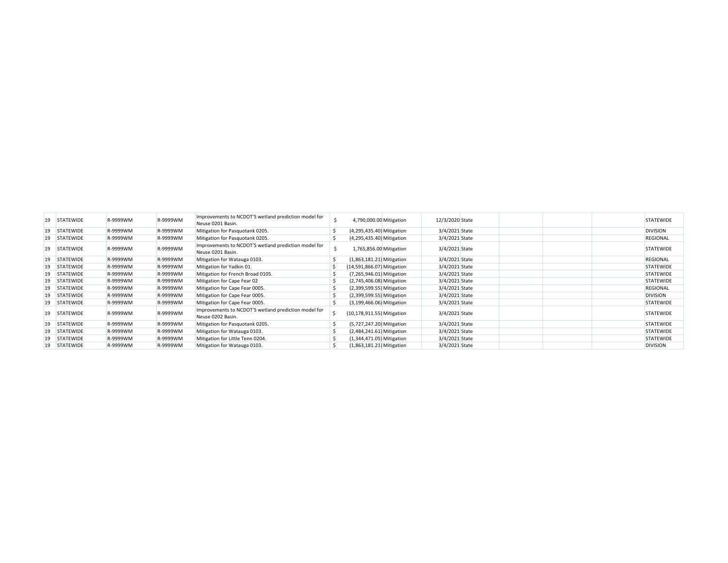| | | | | | | | | | | | | | |
|---|---|---|---|---|---|---|---|---|---|---|---|---|---|
| 19 | STATEWIDE | R-9999WM | R-9999WM | Improvements to NCDOT'S wetland prediction model for Neuse 0201 Basin. | $ | 4,790,000.00 | Mitigation | 12/3/2020 | State | | | | STATEWIDE |
| 19 | STATEWIDE | R-9999WM | R-9999WM | Mitigation for Pasquotank 0205. | $ | (4,295,435.40) | Mitigation | 3/4/2021 | State | | | | DIVISION |
| 19 | STATEWIDE | R-9999WM | R-9999WM | Mitigation for Pasquotank 0205. | $ | (4,295,435.40) | Mitigation | 3/4/2021 | State | | | | REGIONAL |
| 19 | STATEWIDE | R-9999WM | R-9999WM | Improvements to NCDOT'S wetland prediction model for Neuse 0201 Basin. | $ | 1,765,856.00 | Mitigation | 3/4/2021 | State | | | | STATEWIDE |
| 19 | STATEWIDE | R-9999WM | R-9999WM | Mitigation for Watauga 0103. | $ | (1,863,181.21) | Mitigation | 3/4/2021 | State | | | | REGIONAL |
| 19 | STATEWIDE | R-9999WM | R-9999WM | Mitigation for Yadkin 01. | $ | (14,591,866.07) | Mitigation | 3/4/2021 | State | | | | STATEWIDE |
| 19 | STATEWIDE | R-9999WM | R-9999WM | Mitigation for French Broad 0105. | $ | (7,265,946.01) | Mitigation | 3/4/2021 | State | | | | STATEWIDE |
| 19 | STATEWIDE | R-9999WM | R-9999WM | Mitigation for Cape Fear 02 | $ | (2,745,406.08) | Mitigation | 3/4/2021 | State | | | | STATEWIDE |
| 19 | STATEWIDE | R-9999WM | R-9999WM | Mitigation for Cape Fear 0005. | $ | (2,399,599.55) | Mitigation | 3/4/2021 | State | | | | REGIONAL |
| 19 | STATEWIDE | R-9999WM | R-9999WM | Mitigation for Cape Fear 0005. | $ | (2,399,599.55) | Mitigation | 3/4/2021 | State | | | | DIVISION |
| 19 | STATEWIDE | R-9999WM | R-9999WM | Mitigation for Cape Fear 0005. | $ | (3,199,466.06) | Mitigation | 3/4/2021 | State | | | | STATEWIDE |
| 19 | STATEWIDE | R-9999WM | R-9999WM | Improvements to NCDOT'S wetland prediction model for Neuse 0202 Basin. | $ | (10,178,911.55) | Mitigation | 3/4/2021 | State | | | | STATEWIDE |
| 19 | STATEWIDE | R-9999WM | R-9999WM | Mitigation for Pasquotank 0205. | $ | (5,727,247.20) | Mitigation | 3/4/2021 | State | | | | STATEWIDE |
| 19 | STATEWIDE | R-9999WM | R-9999WM | Mitigation for Watauga 0103. | $ | (2,484,241.61) | Mitigation | 3/4/2021 | State | | | | STATEWIDE |
| 19 | STATEWIDE | R-9999WM | R-9999WM | Mitigation for Little Tenn 0204. | $ | (1,344,471.05) | Mitigation | 3/4/2021 | State | | | | STATEWIDE |
| 19 | STATEWIDE | R-9999WM | R-9999WM | Mitigation for Watauga 0103. | $ | (1,863,181.21) | Mitigation | 3/4/2021 | State | | | | DIVISION |